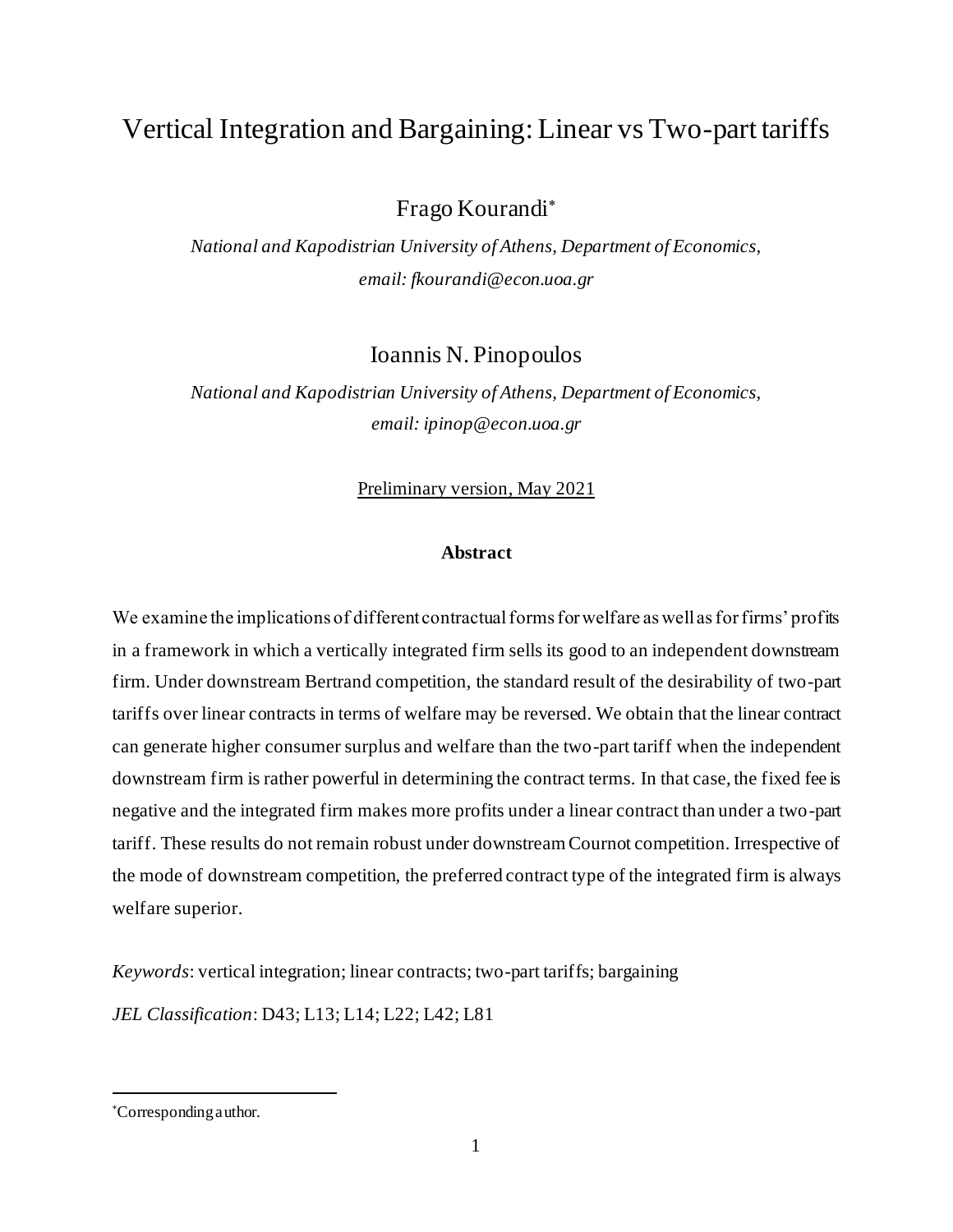# Vertical Integration and Bargaining: Linear vs Two-part tariffs

Frago Kourandi*

*National and Kapodistrian University of Athens, Department of Economics, email: fkourandi@econ.uoa.gr*

Ioannis N. Pinopoulos

*National and Kapodistrian University of Athens, Department of Economics, email: ipinop@econ.uoa.gr*

Preliminary version, May 2021

**Abstract**

We examine the implications of different contractual forms for welfare as well as for firms' profits in a framework in which a vertically integrated firm sells its good to an independent downstream firm. Under downstream Bertrand competition, the standard result of the desirability of two-part tariffs over linear contracts in terms of welfare may be reversed. We obtain that the linear contract can generate higher consumer surplus and welfare than the two-part tariff when the independent downstream firm is rather powerful in determining the contract terms. In that case, the fixed fee is negative and the integrated firm makes more profits under a linear contract than under a two-part tariff. These results do not remain robust under downstream Cournot competition. Irrespective of the mode of downstream competition, the preferred contract type of the integrated firm is always welfare superior.

*Keywords*: vertical integration; linear contracts; two-part tariffs; bargaining

*JEL Classification*: D43; L13; L14; L22; L42; L81

*Corresponding author.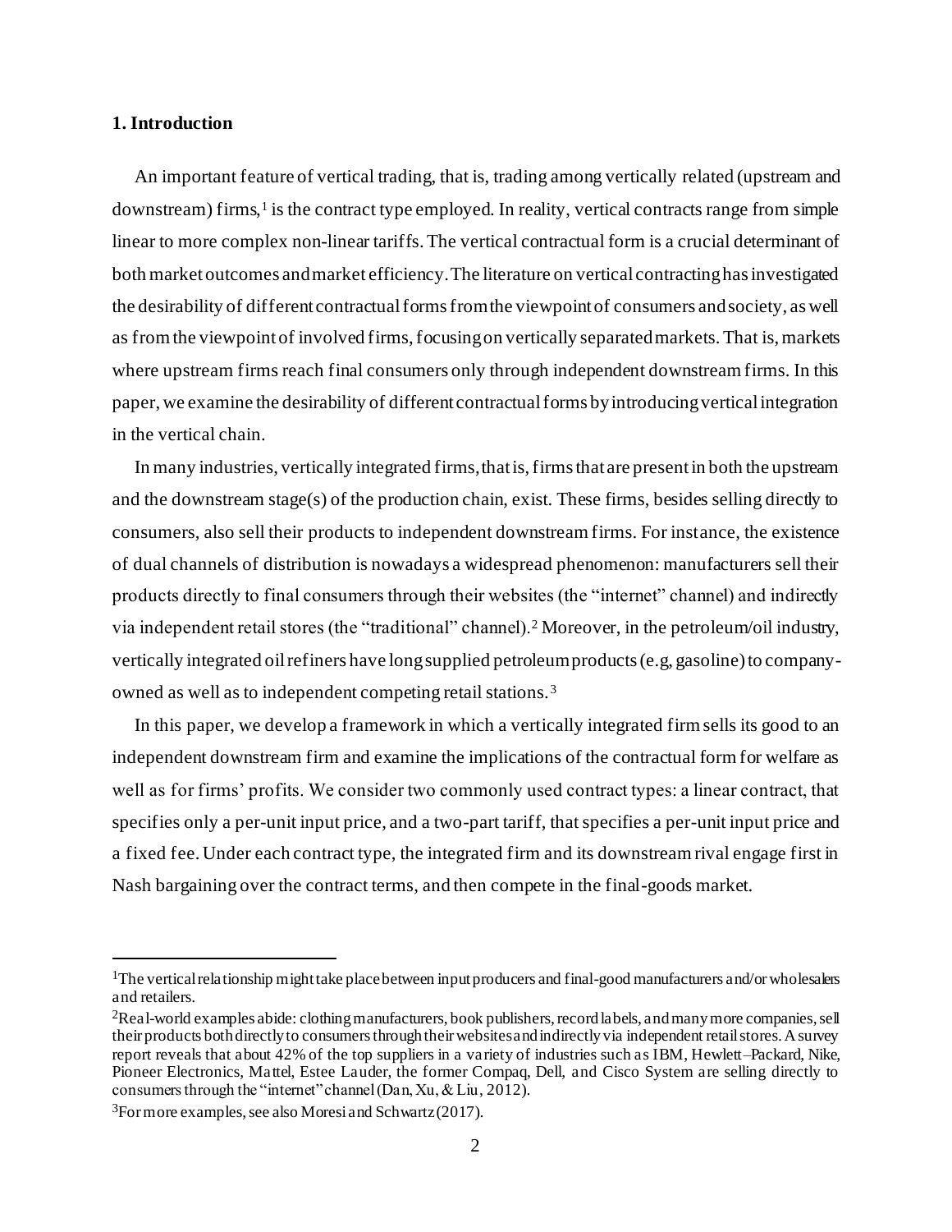## 1. Introduction

An important feature of vertical trading, that is, trading among vertically related (upstream and downstream) firms,[1] is the contract type employed. In reality, vertical contracts range from simple linear to more complex non-linear tariffs. The vertical contractual form is a crucial determinant of both market outcomes and market efficiency. The literature on vertical contracting has investigated the desirability of different contractual forms from the viewpoint of consumers and society, as well as from the viewpoint of involved firms, focusing on vertically separated markets. That is, markets where upstream firms reach final consumers only through independent downstream firms. In this paper, we examine the desirability of different contractual forms by introducing vertical integration in the vertical chain.

In many industries, vertically integrated firms, that is, firms that are present in both the upstream and the downstream stage(s) of the production chain, exist. These firms, besides selling directly to consumers, also sell their products to independent downstream firms. For instance, the existence of dual channels of distribution is nowadays a widespread phenomenon: manufacturers sell their products directly to final consumers through their websites (the "internet" channel) and indirectly via independent retail stores (the "traditional" channel).[2] Moreover, in the petroleum/oil industry, vertically integrated oil refiners have long supplied petroleum products (e.g, gasoline) to company-owned as well as to independent competing retail stations.[3]

In this paper, we develop a framework in which a vertically integrated firm sells its good to an independent downstream firm and examine the implications of the contractual form for welfare as well as for firms' profits. We consider two commonly used contract types: a linear contract, that specifies only a per-unit input price, and a two-part tariff, that specifies a per-unit input price and a fixed fee. Under each contract type, the integrated firm and its downstream rival engage first in Nash bargaining over the contract terms, and then compete in the final-goods market.

---

[1] The vertical relationship might take place between input producers and final-good manufacturers and/or wholesalers and retailers.

[2] Real-world examples abide: clothing manufacturers, book publishers, record labels, and many more companies, sell their products both directly to consumers through their websites and indirectly via independent retail stores. A survey report reveals that about 42% of the top suppliers in a variety of industries such as IBM, Hewlett–Packard, Nike, Pioneer Electronics, Mattel, Estee Lauder, the former Compaq, Dell, and Cisco System are selling directly to consumers through the "internet" channel (Dan, Xu, & Liu, 2012).

[3] For more examples, see also Moresi and Schwartz (2017).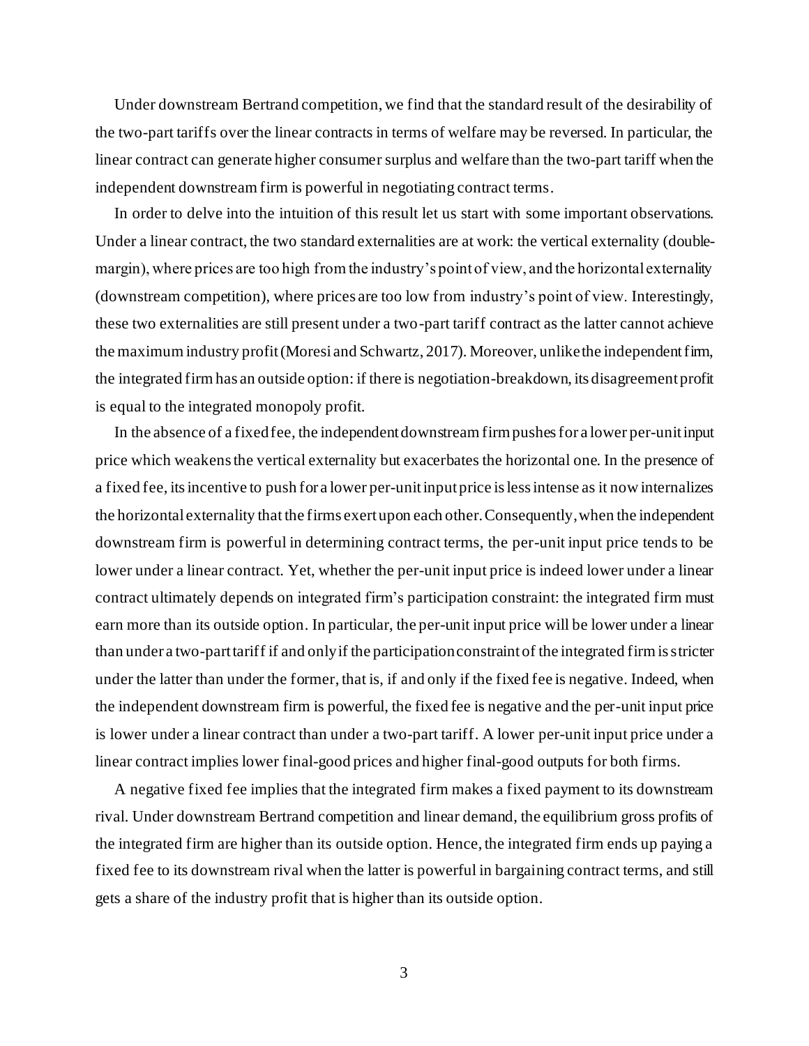Under downstream Bertrand competition, we find that the standard result of the desirability of the two-part tariffs over the linear contracts in terms of welfare may be reversed. In particular, the linear contract can generate higher consumer surplus and welfare than the two-part tariff when the independent downstream firm is powerful in negotiating contract terms.

In order to delve into the intuition of this result let us start with some important observations. Under a linear contract, the two standard externalities are at work: the vertical externality (double-margin), where prices are too high from the industry's point of view, and the horizontal externality (downstream competition), where prices are too low from industry's point of view. Interestingly, these two externalities are still present under a two-part tariff contract as the latter cannot achieve the maximum industry profit (Moresi and Schwartz, 2017). Moreover, unlike the independent firm, the integrated firm has an outside option: if there is negotiation-breakdown, its disagreement profit is equal to the integrated monopoly profit.

In the absence of a fixed fee, the independent downstream firm pushes for a lower per-unit input price which weakens the vertical externality but exacerbates the horizontal one. In the presence of a fixed fee, its incentive to push for a lower per-unit input price is less intense as it now internalizes the horizontal externality that the firms exert upon each other. Consequently, when the independent downstream firm is powerful in determining contract terms, the per-unit input price tends to be lower under a linear contract. Yet, whether the per-unit input price is indeed lower under a linear contract ultimately depends on integrated firm's participation constraint: the integrated firm must earn more than its outside option. In particular, the per-unit input price will be lower under a linear than under a two-part tariff if and only if the participation constraint of the integrated firm is stricter under the latter than under the former, that is, if and only if the fixed fee is negative. Indeed, when the independent downstream firm is powerful, the fixed fee is negative and the per-unit input price is lower under a linear contract than under a two-part tariff. A lower per-unit input price under a linear contract implies lower final-good prices and higher final-good outputs for both firms.

A negative fixed fee implies that the integrated firm makes a fixed payment to its downstream rival. Under downstream Bertrand competition and linear demand, the equilibrium gross profits of the integrated firm are higher than its outside option. Hence, the integrated firm ends up paying a fixed fee to its downstream rival when the latter is powerful in bargaining contract terms, and still gets a share of the industry profit that is higher than its outside option.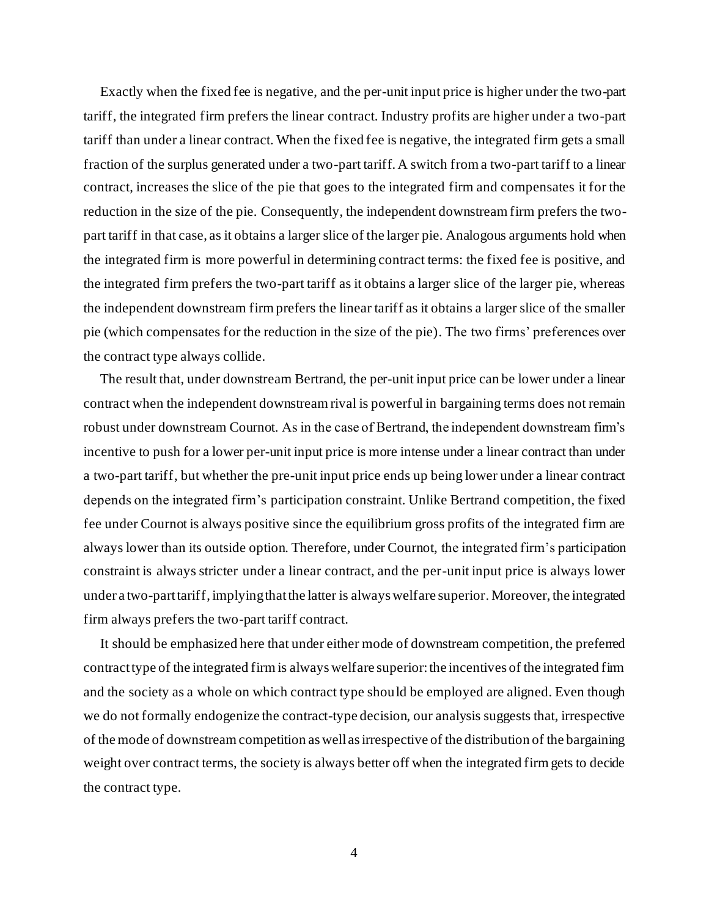Exactly when the fixed fee is negative, and the per-unit input price is higher under the two-part tariff, the integrated firm prefers the linear contract. Industry profits are higher under a two-part tariff than under a linear contract. When the fixed fee is negative, the integrated firm gets a small fraction of the surplus generated under a two-part tariff. A switch from a two-part tariff to a linear contract, increases the slice of the pie that goes to the integrated firm and compensates it for the reduction in the size of the pie. Consequently, the independent downstream firm prefers the two-part tariff in that case, as it obtains a larger slice of the larger pie. Analogous arguments hold when the integrated firm is more powerful in determining contract terms: the fixed fee is positive, and the integrated firm prefers the two-part tariff as it obtains a larger slice of the larger pie, whereas the independent downstream firm prefers the linear tariff as it obtains a larger slice of the smaller pie (which compensates for the reduction in the size of the pie). The two firms' preferences over the contract type always collide.

The result that, under downstream Bertrand, the per-unit input price can be lower under a linear contract when the independent downstream rival is powerful in bargaining terms does not remain robust under downstream Cournot. As in the case of Bertrand, the independent downstream firm's incentive to push for a lower per-unit input price is more intense under a linear contract than under a two-part tariff, but whether the pre-unit input price ends up being lower under a linear contract depends on the integrated firm's participation constraint. Unlike Bertrand competition, the fixed fee under Cournot is always positive since the equilibrium gross profits of the integrated firm are always lower than its outside option. Therefore, under Cournot, the integrated firm's participation constraint is always stricter under a linear contract, and the per-unit input price is always lower under a two-part tariff, implying that the latter is always welfare superior. Moreover, the integrated firm always prefers the two-part tariff contract.

It should be emphasized here that under either mode of downstream competition, the preferred contract type of the integrated firm is always welfare superior: the incentives of the integrated firm and the society as a whole on which contract type should be employed are aligned. Even though we do not formally endogenize the contract-type decision, our analysis suggests that, irrespective of the mode of downstream competition as well as irrespective of the distribution of the bargaining weight over contract terms, the society is always better off when the integrated firm gets to decide the contract type.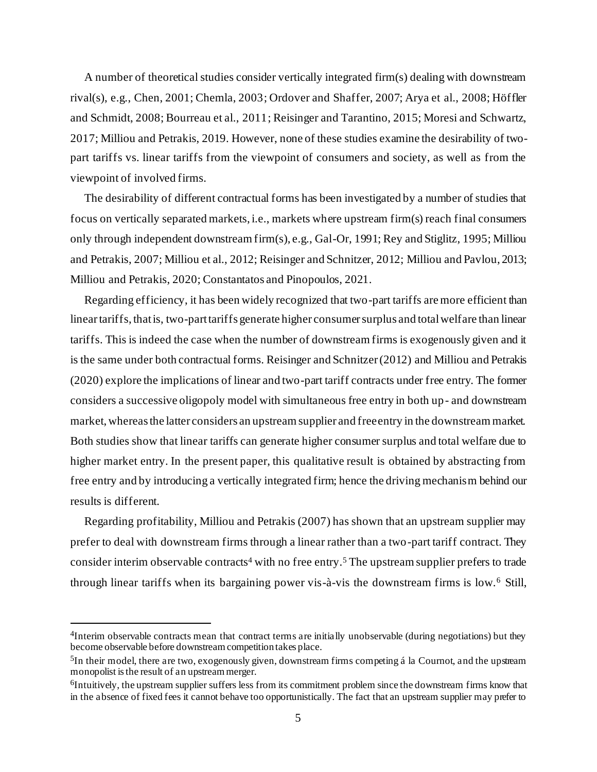A number of theoretical studies consider vertically integrated firm(s) dealing with downstream rival(s), e.g., Chen, 2001; Chemla, 2003; Ordover and Shaffer, 2007; Arya et al., 2008; Höffler and Schmidt, 2008; Bourreau et al., 2011; Reisinger and Tarantino, 2015; Moresi and Schwartz, 2017; Milliou and Petrakis, 2019. However, none of these studies examine the desirability of two-part tariffs vs. linear tariffs from the viewpoint of consumers and society, as well as from the viewpoint of involved firms.

The desirability of different contractual forms has been investigated by a number of studies that focus on vertically separated markets, i.e., markets where upstream firm(s) reach final consumers only through independent downstream firm(s), e.g., Gal-Or, 1991; Rey and Stiglitz, 1995; Milliou and Petrakis, 2007; Milliou et al., 2012; Reisinger and Schnitzer, 2012; Milliou and Pavlou, 2013; Milliou and Petrakis, 2020; Constantatos and Pinopoulos, 2021.

Regarding efficiency, it has been widely recognized that two-part tariffs are more efficient than linear tariffs, that is, two-part tariffs generate higher consumer surplus and total welfare than linear tariffs. This is indeed the case when the number of downstream firms is exogenously given and it is the same under both contractual forms. Reisinger and Schnitzer (2012) and Milliou and Petrakis (2020) explore the implications of linear and two-part tariff contracts under free entry. The former considers a successive oligopoly model with simultaneous free entry in both up- and downstream market, whereas the latter considers an upstream supplier and free entry in the downstream market. Both studies show that linear tariffs can generate higher consumer surplus and total welfare due to higher market entry. In the present paper, this qualitative result is obtained by abstracting from free entry and by introducing a vertically integrated firm; hence the driving mechanism behind our results is different.

Regarding profitability, Milliou and Petrakis (2007) has shown that an upstream supplier may prefer to deal with downstream firms through a linear rather than a two-part tariff contract. They consider interim observable contracts[4] with no free entry.[5] The upstream supplier prefers to trade through linear tariffs when its bargaining power vis-à-vis the downstream firms is low.[6] Still,

[4]Interim observable contracts mean that contract terms are initially unobservable (during negotiations) but they become observable before downstream competition takes place.

[5]In their model, there are two, exogenously given, downstream firms competing á la Cournot, and the upstream monopolist is the result of an upstream merger.

[6]Intuitively, the upstream supplier suffers less from its commitment problem since the downstream firms know that in the absence of fixed fees it cannot behave too opportunistically. The fact that an upstream supplier may prefer to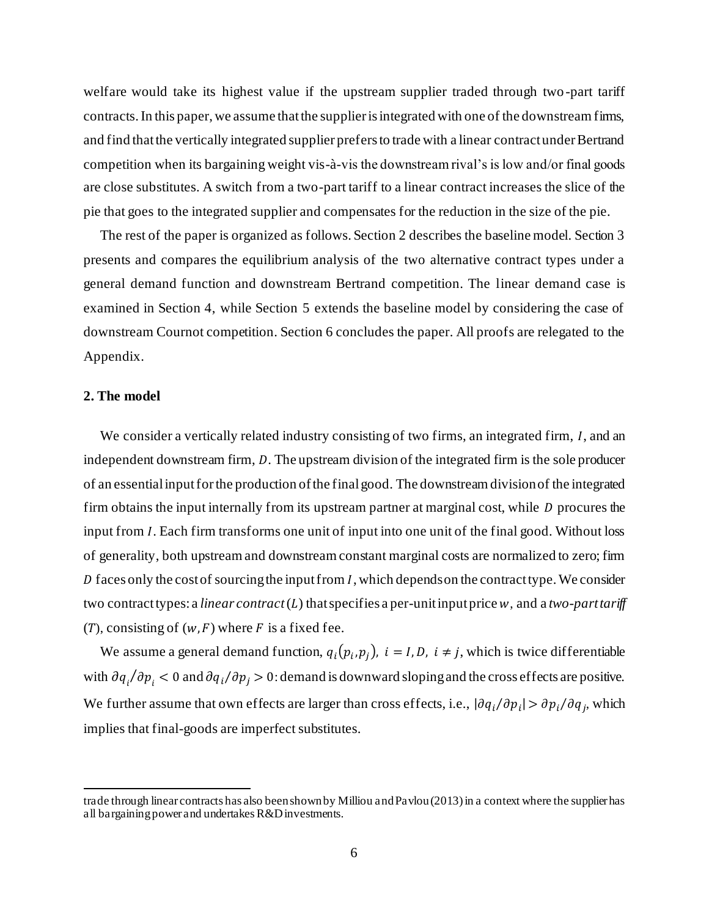welfare would take its highest value if the upstream supplier traded through two-part tariff contracts. In this paper, we assume that the supplier is integrated with one of the downstream firms, and find that the vertically integrated supplier prefers to trade with a linear contract under Bertrand competition when its bargaining weight vis-à-vis the downstream rival's is low and/or final goods are close substitutes. A switch from a two-part tariff to a linear contract increases the slice of the pie that goes to the integrated supplier and compensates for the reduction in the size of the pie.

The rest of the paper is organized as follows. Section 2 describes the baseline model. Section 3 presents and compares the equilibrium analysis of the two alternative contract types under a general demand function and downstream Bertrand competition. The linear demand case is examined in Section 4, while Section 5 extends the baseline model by considering the case of downstream Cournot competition. Section 6 concludes the paper. All proofs are relegated to the Appendix.

## 2. The model

We consider a vertically related industry consisting of two firms, an integrated firm, $I$, and an independent downstream firm, $D$. The upstream division of the integrated firm is the sole producer of an essential input for the production of the final good. The downstream division of the integrated firm obtains the input internally from its upstream partner at marginal cost, while $D$ procures the input from $I$. Each firm transforms one unit of input into one unit of the final good. Without loss of generality, both upstream and downstream constant marginal costs are normalized to zero; firm $D$ faces only the cost of sourcing the input from $I$, which depends on the contract type. We consider two contract types: a *linear contract* ($L$) that specifies a per-unit input price $w$, and a *two-part tariff* ($T$), consisting of $(w, F)$ where $F$ is a fixed fee.

We assume a general demand function, $q_i(p_i, p_j),\ i = I, D,\ i \neq j$, which is twice differentiable with $\partial q_i/\partial p_i < 0$ and $\partial q_i/\partial p_j > 0$: demand is downward sloping and the cross effects are positive. We further assume that own effects are larger than cross effects, i.e., $|\partial q_i/\partial p_i| > \partial p_i/\partial q_j$, which implies that final-goods are imperfect substitutes.

trade through linear contracts has also been shown by Milliou and Pavlou (2013) in a context where the supplier has all bargaining power and undertakes R&D investments.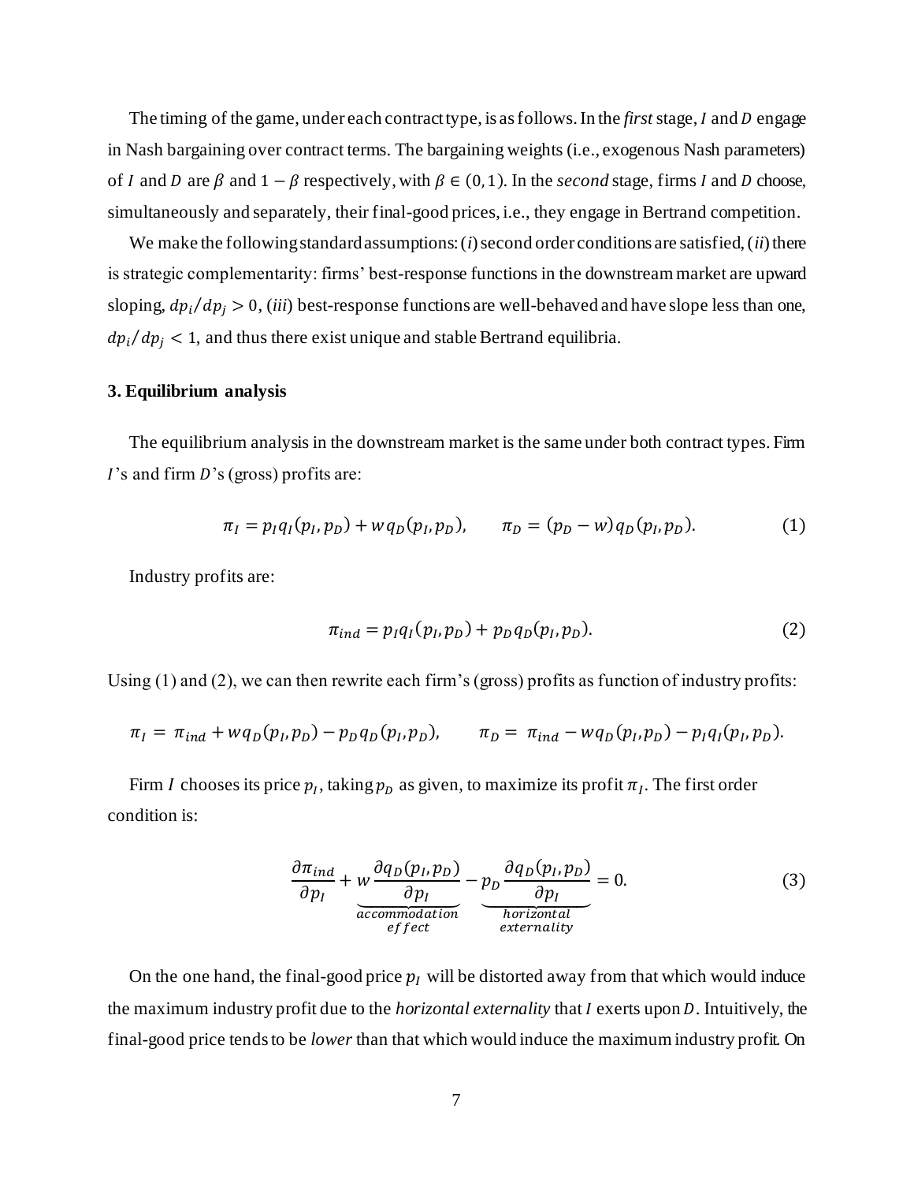The timing of the game, under each contract type, is as follows. In the *first* stage, $I$ and $D$ engage in Nash bargaining over contract terms. The bargaining weights (i.e., exogenous Nash parameters) of $I$ and $D$ are $\beta$ and $1-\beta$ respectively, with $\beta \in (0,1)$. In the *second* stage, firms $I$ and $D$ choose, simultaneously and separately, their final-good prices, i.e., they engage in Bertrand competition.

We make the following standard assumptions: (*i*) second order conditions are satisfied, (*ii*) there is strategic complementarity: firms' best-response functions in the downstream market are upward sloping, $dp_i/dp_j > 0$, (*iii*) best-response functions are well-behaved and have slope less than one, $dp_i/dp_j < 1$, and thus there exist unique and stable Bertrand equilibria.

### 3. Equilibrium analysis

The equilibrium analysis in the downstream market is the same under both contract types. Firm $I$'s and firm $D$'s (gross) profits are:

$$\pi_I = p_I q_I(p_I, p_D) + w q_D(p_I, p_D), \qquad \pi_D = (p_D - w) q_D(p_I, p_D). \tag{1}$$

Industry profits are:

$$\pi_{ind} = p_I q_I(p_I, p_D) + p_D q_D(p_I, p_D). \tag{2}$$

Using (1) and (2), we can then rewrite each firm's (gross) profits as function of industry profits:

$$\pi_I = \pi_{ind} + w q_D(p_I, p_D) - p_D q_D(p_I, p_D), \qquad \pi_D = \pi_{ind} - w q_D(p_I, p_D) - p_I q_I(p_I, p_D).$$

Firm $I$ chooses its price $p_I$, taking $p_D$ as given, to maximize its profit $\pi_I$. The first order condition is:

$$\frac{\partial \pi_{ind}}{\partial p_I} + \underbrace{w \frac{\partial q_D(p_I, p_D)}{\partial p_I}}_{\substack{accommodation \\ effect}} - \underbrace{p_D \frac{\partial q_D(p_I, p_D)}{\partial p_I}}_{\substack{horizontal \\ externality}} = 0. \tag{3}$$

On the one hand, the final-good price $p_I$ will be distorted away from that which would induce the maximum industry profit due to the *horizontal externality* that $I$ exerts upon $D$. Intuitively, the final-good price tends to be *lower* than that which would induce the maximum industry profit. On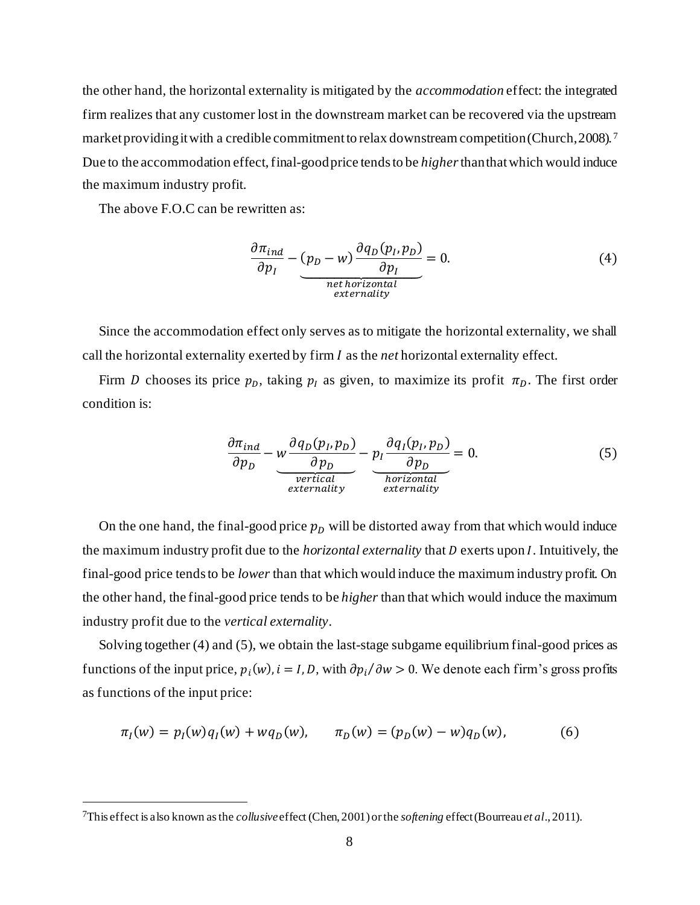the other hand, the horizontal externality is mitigated by the *accommodation* effect: the integrated firm realizes that any customer lost in the downstream market can be recovered via the upstream market providing it with a credible commitment to relax downstream competition (Church, 2008).[7] Due to the accommodation effect, final-good price tends to be *higher* than that which would induce the maximum industry profit.

The above F.O.C can be rewritten as:

$$\frac{\partial \pi_{ind}}{\partial p_I} - \underbrace{(p_D - w)\frac{\partial q_D(p_I, p_D)}{\partial p_I}}_{\substack{net\ horizontal \\ externality}} = 0. \tag{4}$$

Since the accommodation effect only serves as to mitigate the horizontal externality, we shall call the horizontal externality exerted by firm $I$ as the *net* horizontal externality effect.

Firm $D$ chooses its price $p_D$, taking $p_I$ as given, to maximize its profit $\pi_D$. The first order condition is:

$$\frac{\partial \pi_{ind}}{\partial p_D} - \underbrace{w\frac{\partial q_D(p_I, p_D)}{\partial p_D}}_{\substack{vertical \\ externality}} - \underbrace{p_I\frac{\partial q_I(p_I, p_D)}{\partial p_D}}_{\substack{horizontal \\ externality}} = 0. \tag{5}$$

On the one hand, the final-good price $p_D$ will be distorted away from that which would induce the maximum industry profit due to the *horizontal externality* that $D$ exerts upon $I$. Intuitively, the final-good price tends to be *lower* than that which would induce the maximum industry profit. On the other hand, the final-good price tends to be *higher* than that which would induce the maximum industry profit due to the *vertical externality*.

Solving together (4) and (5), we obtain the last-stage subgame equilibrium final-good prices as functions of the input price, $p_i(w), i = I, D$, with $\partial p_i / \partial w > 0$. We denote each firm's gross profits as functions of the input price:

$$\pi_I(w) = p_I(w)q_I(w) + wq_D(w), \qquad \pi_D(w) = (p_D(w) - w)q_D(w), \tag{6}$$

[7] This effect is also known as the *collusive* effect (Chen, 2001) or the *softening* effect (Bourreau *et al*., 2011).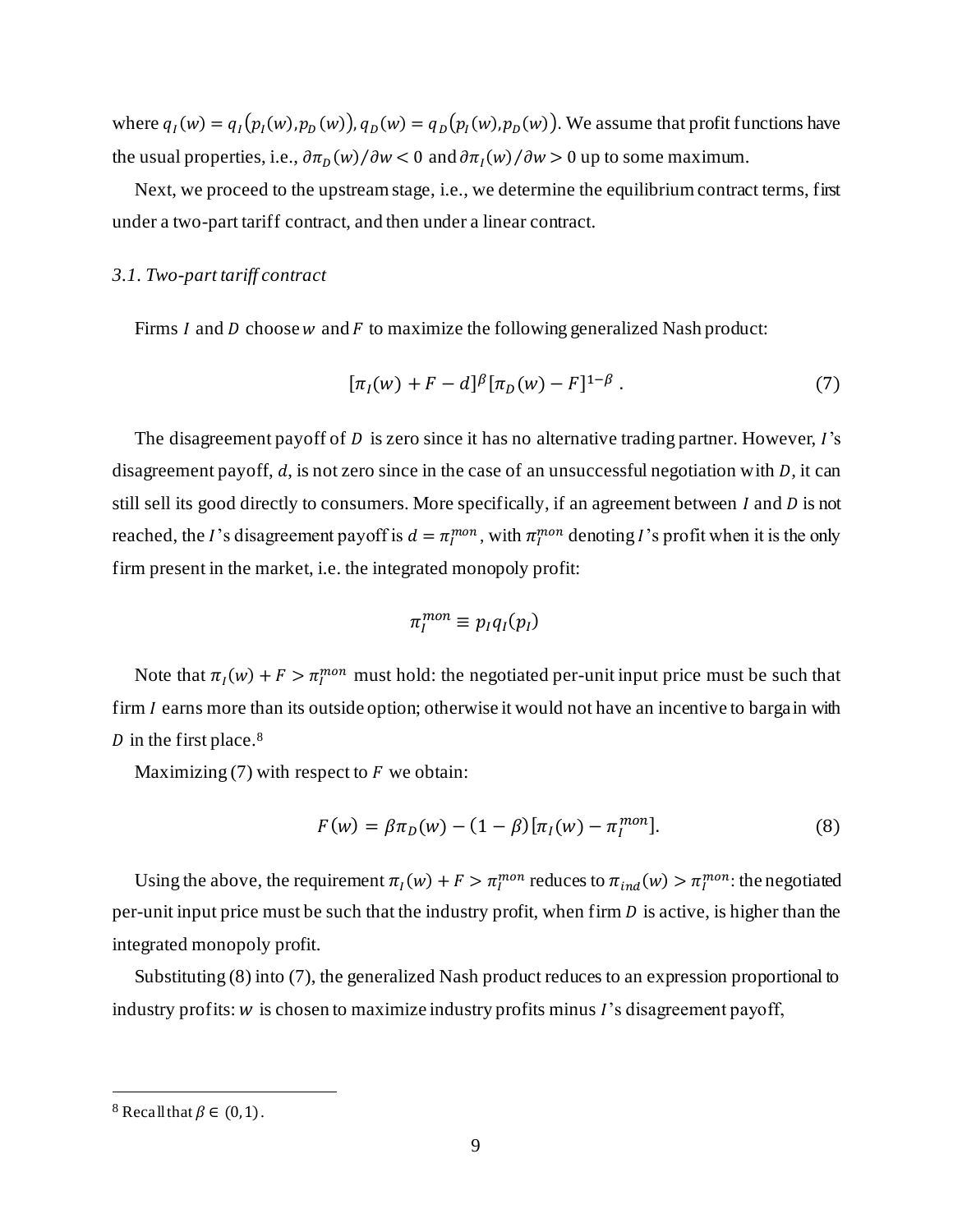where $q_I(w) = q_I(p_I(w), p_D(w)), q_D(w) = q_D(p_I(w), p_D(w))$. We assume that profit functions have the usual properties, i.e., $\partial \pi_D(w)/\partial w < 0$ and $\partial \pi_I(w)/\partial w > 0$ up to some maximum.

Next, we proceed to the upstream stage, i.e., we determine the equilibrium contract terms, first under a two-part tariff contract, and then under a linear contract.

### *3.1. Two-part tariff contract*

Firms $I$ and $D$ choose $w$ and $F$ to maximize the following generalized Nash product:

$$[\pi_I(w) + F - d]^{\beta}[\pi_D(w) - F]^{1-\beta} \,. \tag{7}$$

The disagreement payoff of $D$ is zero since it has no alternative trading partner. However, $I$'s disagreement payoff, $d$, is not zero since in the case of an unsuccessful negotiation with $D$, it can still sell its good directly to consumers. More specifically, if an agreement between $I$ and $D$ is not reached, the $I$'s disagreement payoff is $d = \pi_I^{mon}$, with $\pi_I^{mon}$ denoting $I$'s profit when it is the only firm present in the market, i.e. the integrated monopoly profit:

$$\pi_I^{mon} \equiv p_I q_I(p_I)$$

Note that $\pi_I(w) + F > \pi_I^{mon}$ must hold: the negotiated per-unit input price must be such that firm $I$ earns more than its outside option; otherwise it would not have an incentive to bargain with $D$ in the first place.[8]

Maximizing (7) with respect to $F$ we obtain:

$$F(w) = \beta\pi_D(w) - (1-\beta)[\pi_I(w) - \pi_I^{mon}]. \tag{8}$$

Using the above, the requirement $\pi_I(w) + F > \pi_I^{mon}$ reduces to $\pi_{ind}(w) > \pi_I^{mon}$: the negotiated per-unit input price must be such that the industry profit, when firm $D$ is active, is higher than the integrated monopoly profit.

Substituting (8) into (7), the generalized Nash product reduces to an expression proportional to industry profits: $w$ is chosen to maximize industry profits minus $I$'s disagreement payoff,

---

[8] Recall that $\beta \in (0,1)$.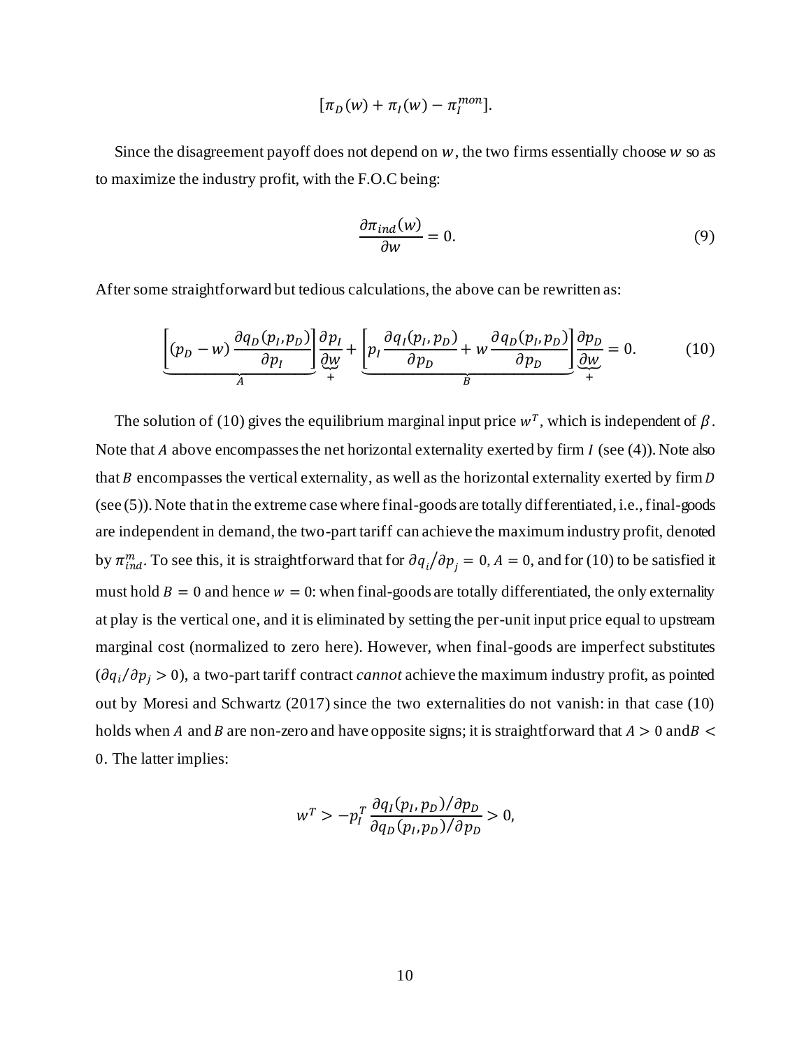$$[\pi_D(w) + \pi_I(w) - \pi_I^{mon}].$$

Since the disagreement payoff does not depend on $w$, the two firms essentially choose $w$ so as to maximize the industry profit, with the F.O.C being:

$$\frac{\partial \pi_{ind}(w)}{\partial w} = 0. \tag{9}$$

After some straightforward but tedious calculations, the above can be rewritten as:

$$\underbrace{\left[(p_D - w)\frac{\partial q_D(p_I, p_D)}{\partial p_I}\right]}_{A}\underbrace{\frac{\partial p_I}{\partial w}}_{+} + \underbrace{\left[p_I \frac{\partial q_I(p_I, p_D)}{\partial p_D} + w\frac{\partial q_D(p_I, p_D)}{\partial p_D}\right]}_{B}\underbrace{\frac{\partial p_D}{\partial w}}_{+} = 0. \tag{10}$$

The solution of (10) gives the equilibrium marginal input price $w^T$, which is independent of $\beta$. Note that $A$ above encompasses the net horizontal externality exerted by firm $I$ (see (4)). Note also that $B$ encompasses the vertical externality, as well as the horizontal externality exerted by firm $D$ (see (5)). Note that in the extreme case where final-goods are totally differentiated, i.e., final-goods are independent in demand, the two-part tariff can achieve the maximum industry profit, denoted by $\pi_{ind}^m$. To see this, it is straightforward that for $\partial q_i/\partial p_j = 0$, $A = 0$, and for (10) to be satisfied it must hold $B = 0$ and hence $w = 0$: when final-goods are totally differentiated, the only externality at play is the vertical one, and it is eliminated by setting the per-unit input price equal to upstream marginal cost (normalized to zero here). However, when final-goods are imperfect substitutes ($\partial q_i/\partial p_j > 0$), a two-part tariff contract *cannot* achieve the maximum industry profit, as pointed out by Moresi and Schwartz (2017) since the two externalities do not vanish: in that case (10) holds when $A$ and $B$ are non-zero and have opposite signs; it is straightforward that $A > 0$ and $B < 0$. The latter implies:

$$w^T > -p_I^T \frac{\partial q_I(p_I, p_D)/\partial p_D}{\partial q_D(p_I, p_D)/\partial p_D} > 0,$$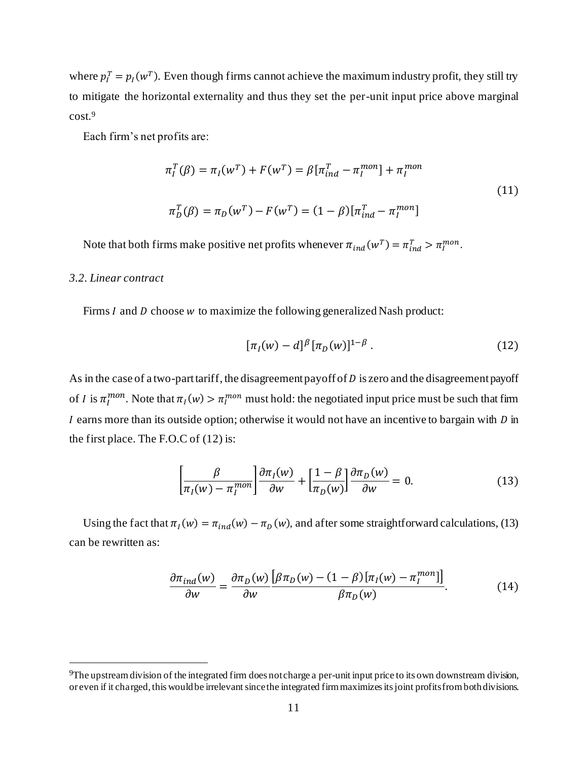where $p_I^T = p_I(w^T)$. Even though firms cannot achieve the maximum industry profit, they still try to mitigate the horizontal externality and thus they set the per-unit input price above marginal cost.[9]

Each firm's net profits are:

$$\pi_I^T(\beta) = \pi_I(w^T) + F(w^T) = \beta[\pi_{ind}^T - \pi_I^{mon}] + \pi_I^{mon}$$

$$\pi_D^T(\beta) = \pi_D(w^T) - F(w^T) = (1-\beta)[\pi_{ind}^T - \pi_I^{mon}] \tag{11}$$

Note that both firms make positive net profits whenever $\pi_{ind}(w^T) = \pi_{ind}^T > \pi_I^{mon}$.

### *3.2. Linear contract*

Firms $I$ and $D$ choose $w$ to maximize the following generalized Nash product:

$$[\pi_I(w) - d]^{\beta}[\pi_D(w)]^{1-\beta}. \tag{12}$$

As in the case of a two-part tariff, the disagreement payoff of $D$ is zero and the disagreement payoff of $I$ is $\pi_I^{mon}$. Note that $\pi_I(w) > \pi_I^{mon}$ must hold: the negotiated input price must be such that firm $I$ earns more than its outside option; otherwise it would not have an incentive to bargain with $D$ in the first place. The F.O.C of (12) is:

$$\left[\frac{\beta}{\pi_I(w) - \pi_I^{mon}}\right]\frac{\partial \pi_I(w)}{\partial w} + \left[\frac{1-\beta}{\pi_D(w)}\right]\frac{\partial \pi_D(w)}{\partial w} = 0. \tag{13}$$

Using the fact that $\pi_I(w) = \pi_{ind}(w) - \pi_D(w)$, and after some straightforward calculations, (13) can be rewritten as:

$$\frac{\partial \pi_{ind}(w)}{\partial w} = \frac{\partial \pi_D(w)}{\partial w}\frac{\left[\beta\pi_D(w) - (1-\beta)[\pi_I(w) - \pi_I^{mon}]\right]}{\beta\pi_D(w)}. \tag{14}$$

---

[9] The upstream division of the integrated firm does not charge a per-unit input price to its own downstream division, or even if it charged, this would be irrelevant since the integrated firm maximizes its joint profits from both divisions.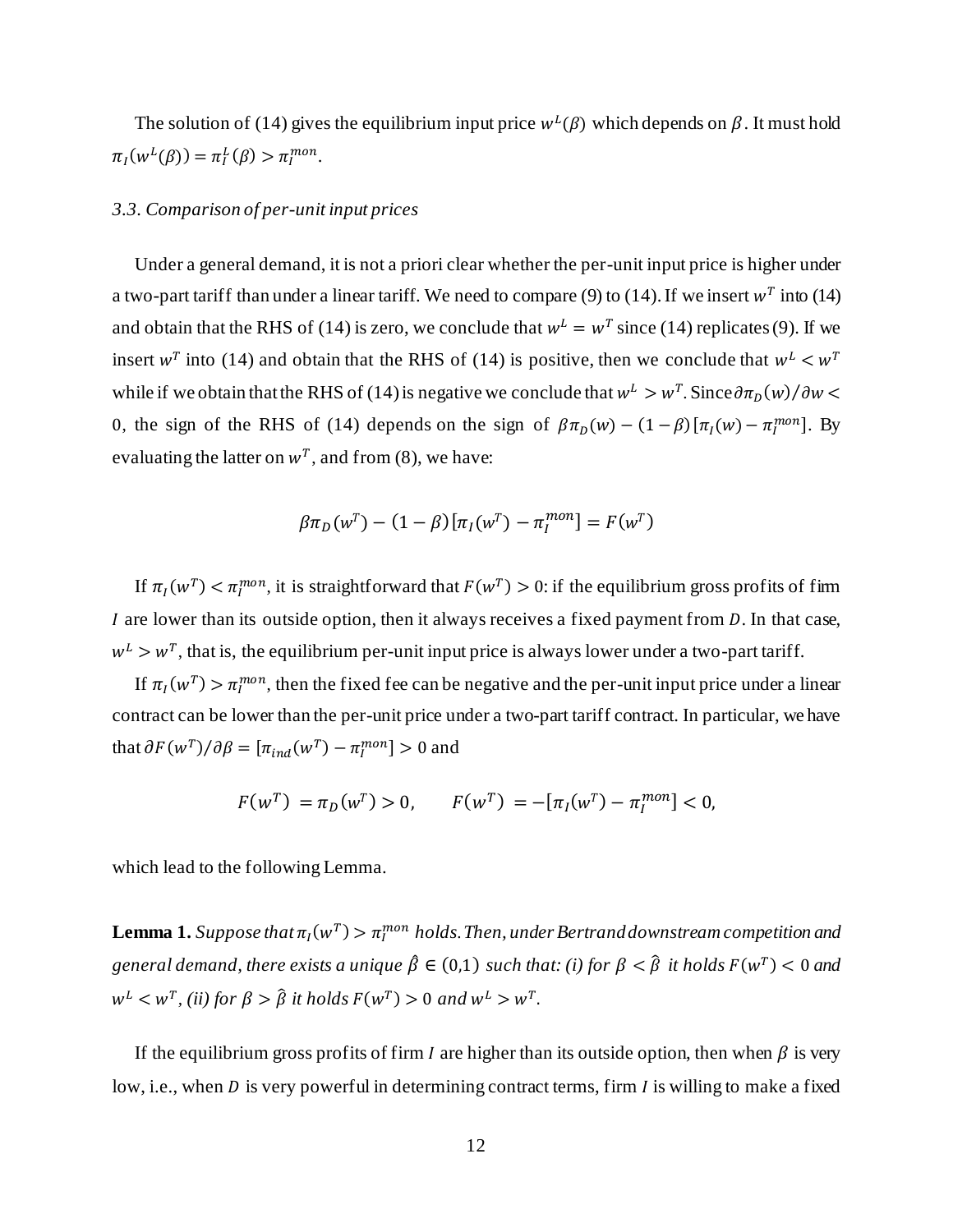The solution of (14) gives the equilibrium input price $w^L(\beta)$ which depends on $\beta$. It must hold $\pi_I(w^L(\beta)) = \pi_I^L(\beta) > \pi_I^{mon}$.

### *3.3. Comparison of per-unit input prices*

Under a general demand, it is not a priori clear whether the per-unit input price is higher under a two-part tariff than under a linear tariff. We need to compare (9) to (14). If we insert $w^T$ into (14) and obtain that the RHS of (14) is zero, we conclude that $w^L = w^T$ since (14) replicates (9). If we insert $w^T$ into (14) and obtain that the RHS of (14) is positive, then we conclude that $w^L < w^T$ while if we obtain that the RHS of (14) is negative we conclude that $w^L > w^T$. Since $\partial \pi_D(w)/\partial w < 0$, the sign of the RHS of (14) depends on the sign of $\beta \pi_D(w) - (1-\beta)[\pi_I(w) - \pi_I^{mon}]$. By evaluating the latter on $w^T$, and from (8), we have:

$$\beta \pi_D(w^T) - (1-\beta)[\pi_I(w^T) - \pi_I^{mon}] = F(w^T)$$

If $\pi_I(w^T) < \pi_I^{mon}$, it is straightforward that $F(w^T) > 0$: if the equilibrium gross profits of firm $I$ are lower than its outside option, then it always receives a fixed payment from $D$. In that case, $w^L > w^T$, that is, the equilibrium per-unit input price is always lower under a two-part tariff.

If $\pi_I(w^T) > \pi_I^{mon}$, then the fixed fee can be negative and the per-unit input price under a linear contract can be lower than the per-unit price under a two-part tariff contract. In particular, we have that $\partial F(w^T)/\partial \beta = [\pi_{ind}(w^T) - \pi_I^{mon}] > 0$ and

$$F(w^T) = \pi_D(w^T) > 0, \qquad F(w^T) = -[\pi_I(w^T) - \pi_I^{mon}] < 0,$$

which lead to the following Lemma.

**Lemma 1.** *Suppose that $\pi_I(w^T) > \pi_I^{mon}$ holds. Then, under Bertrand downstream competition and general demand, there exists a unique $\hat{\beta} \in (0,1)$ such that: (i) for $\beta < \hat{\beta}$ it holds $F(w^T) < 0$ and $w^L < w^T$, (ii) for $\beta > \hat{\beta}$ it holds $F(w^T) > 0$ and $w^L > w^T$.*

If the equilibrium gross profits of firm $I$ are higher than its outside option, then when $\beta$ is very low, i.e., when $D$ is very powerful in determining contract terms, firm $I$ is willing to make a fixed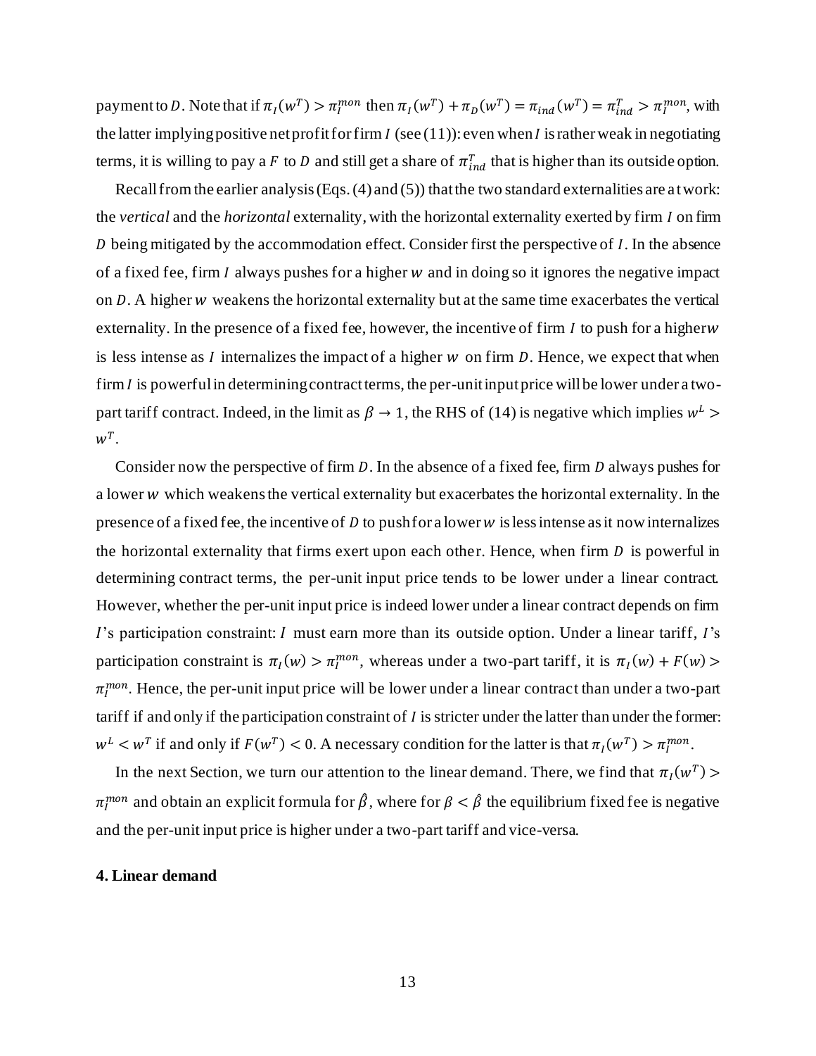payment to $D$. Note that if $\pi_I(w^T) > \pi_I^{mon}$ then $\pi_I(w^T) + \pi_D(w^T) = \pi_{ind}(w^T) = \pi_{ind}^T > \pi_I^{mon}$, with the latter implying positive net profit for firm $I$ (see (11)): even when $I$ is rather weak in negotiating terms, it is willing to pay a $F$ to $D$ and still get a share of $\pi_{ind}^T$ that is higher than its outside option.

Recall from the earlier analysis (Eqs. (4) and (5)) that the two standard externalities are at work: the *vertical* and the *horizontal* externality, with the horizontal externality exerted by firm $I$ on firm $D$ being mitigated by the accommodation effect. Consider first the perspective of $I$. In the absence of a fixed fee, firm $I$ always pushes for a higher $w$ and in doing so it ignores the negative impact on $D$. A higher $w$ weakens the horizontal externality but at the same time exacerbates the vertical externality. In the presence of a fixed fee, however, the incentive of firm $I$ to push for a higher $w$ is less intense as $I$ internalizes the impact of a higher $w$ on firm $D$. Hence, we expect that when firm $I$ is powerful in determining contract terms, the per-unit input price will be lower under a two-part tariff contract. Indeed, in the limit as $\beta \to 1$, the RHS of (14) is negative which implies $w^L > w^T$.

Consider now the perspective of firm $D$. In the absence of a fixed fee, firm $D$ always pushes for a lower $w$ which weakens the vertical externality but exacerbates the horizontal externality. In the presence of a fixed fee, the incentive of $D$ to push for a lower $w$ is less intense as it now internalizes the horizontal externality that firms exert upon each other. Hence, when firm $D$ is powerful in determining contract terms, the per-unit input price tends to be lower under a linear contract. However, whether the per-unit input price is indeed lower under a linear contract depends on firm $I$'s participation constraint: $I$ must earn more than its outside option. Under a linear tariff, $I$'s participation constraint is $\pi_I(w) > \pi_I^{mon}$, whereas under a two-part tariff, it is $\pi_I(w) + F(w) > \pi_I^{mon}$. Hence, the per-unit input price will be lower under a linear contract than under a two-part tariff if and only if the participation constraint of $I$ is stricter under the latter than under the former: $w^L < w^T$ if and only if $F(w^T) < 0$. A necessary condition for the latter is that $\pi_I(w^T) > \pi_I^{mon}$.

In the next Section, we turn our attention to the linear demand. There, we find that $\pi_I(w^T) > \pi_I^{mon}$ and obtain an explicit formula for $\hat{\beta}$, where for $\beta < \hat{\beta}$ the equilibrium fixed fee is negative and the per-unit input price is higher under a two-part tariff and vice-versa.

## 4. Linear demand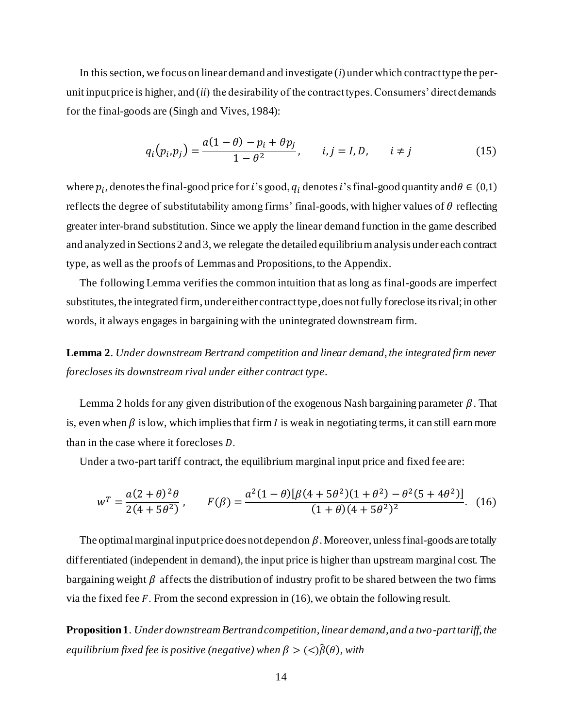In this section, we focus on linear demand and investigate (*i*) under which contract type the per-unit input price is higher, and (*ii*) the desirability of the contract types. Consumers' direct demands for the final-goods are (Singh and Vives, 1984):

$$q_i(p_i, p_j) = \frac{a(1-\theta) - p_i + \theta p_j}{1-\theta^2}, \qquad i,j = I, D, \qquad i \neq j \tag{15}$$

where $p_i$, denotes the final-good price for $i$'s good, $q_i$ denotes $i$'s final-good quantity and $\theta \in (0,1)$ reflects the degree of substitutability among firms' final-goods, with higher values of $\theta$ reflecting greater inter-brand substitution. Since we apply the linear demand function in the game described and analyzed in Sections 2 and 3, we relegate the detailed equilibrium analysis under each contract type, as well as the proofs of Lemmas and Propositions, to the Appendix.

The following Lemma verifies the common intuition that as long as final-goods are imperfect substitutes, the integrated firm, under either contract type, does not fully foreclose its rival; in other words, it always engages in bargaining with the unintegrated downstream firm.

**Lemma 2**. *Under downstream Bertrand competition and linear demand, the integrated firm never forecloses its downstream rival under either contract type.*

Lemma 2 holds for any given distribution of the exogenous Nash bargaining parameter $\beta$. That is, even when $\beta$ is low, which implies that firm $I$ is weak in negotiating terms, it can still earn more than in the case where it forecloses $D$.

Under a two-part tariff contract, the equilibrium marginal input price and fixed fee are:

$$w^T = \frac{a(2+\theta)^2\theta}{2(4+5\theta^2)}, \qquad F(\beta) = \frac{a^2(1-\theta)[\beta(4+5\theta^2)(1+\theta^2) - \theta^2(5+4\theta^2)]}{(1+\theta)(4+5\theta^2)^2}. \tag{16}$$

The optimal marginal input price does not depend on $\beta$. Moreover, unless final-goods are totally differentiated (independent in demand), the input price is higher than upstream marginal cost. The bargaining weight $\beta$ affects the distribution of industry profit to be shared between the two firms via the fixed fee $F$. From the second expression in (16), we obtain the following result.

**Proposition 1**. *Under downstream Bertrand competition, linear demand, and a two-part tariff, the equilibrium fixed fee is positive (negative) when $\beta > (<) \hat{\beta}(\theta)$, with*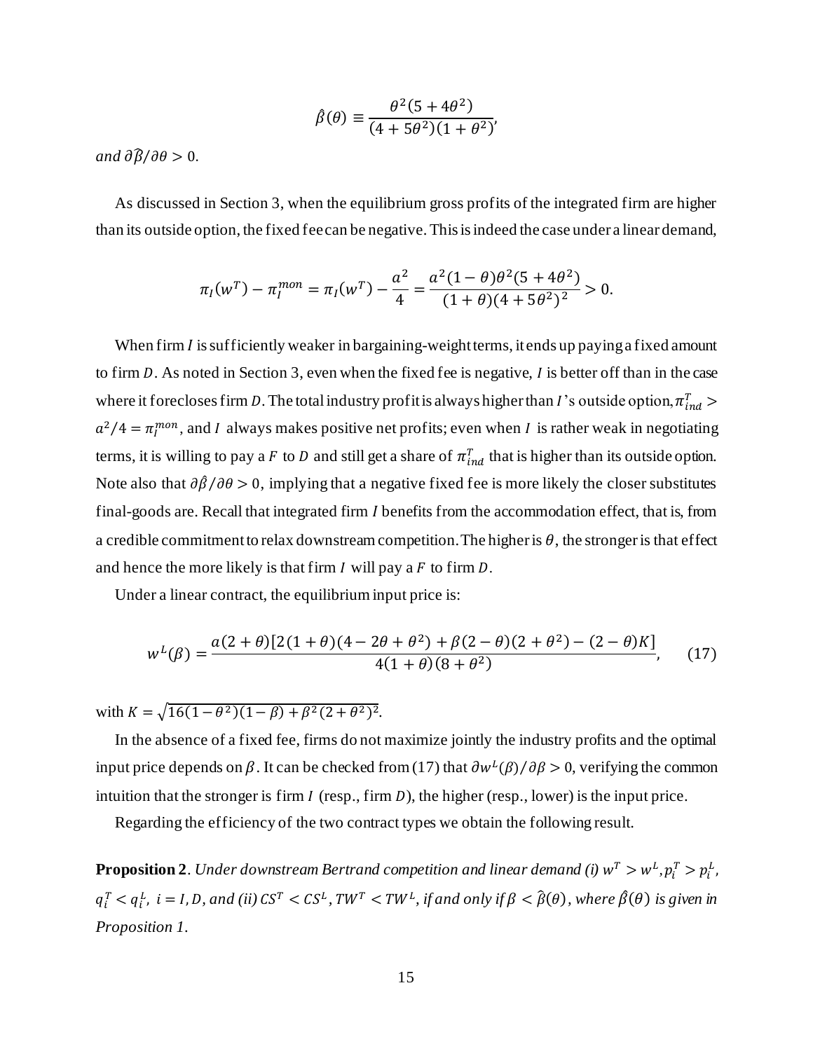$$\hat{\beta}(\theta) \equiv \frac{\theta^2(5+4\theta^2)}{(4+5\theta^2)(1+\theta^2)},$$

*and* $\partial\hat{\beta}/\partial\theta > 0$.

As discussed in Section 3, when the equilibrium gross profits of the integrated firm are higher than its outside option, the fixed fee can be negative. This is indeed the case under a linear demand,

$$\pi_I(w^T) - \pi_I^{mon} = \pi_I(w^T) - \frac{a^2}{4} = \frac{a^2(1-\theta)\theta^2(5+4\theta^2)}{(1+\theta)(4+5\theta^2)^2} > 0.$$

When firm $I$ is sufficiently weaker in bargaining-weight terms, it ends up paying a fixed amount to firm $D$. As noted in Section 3, even when the fixed fee is negative, $I$ is better off than in the case where it forecloses firm $D$. The total industry profit is always higher than $I$'s outside option, $\pi_{ind}^T > a^2/4 = \pi_I^{mon}$, and $I$ always makes positive net profits; even when $I$ is rather weak in negotiating terms, it is willing to pay a $F$ to $D$ and still get a share of $\pi_{ind}^T$ that is higher than its outside option. Note also that $\partial\hat{\beta}/\partial\theta > 0$, implying that a negative fixed fee is more likely the closer substitutes final-goods are. Recall that integrated firm $I$ benefits from the accommodation effect, that is, from a credible commitment to relax downstream competition. The higher is $\theta$, the stronger is that effect and hence the more likely is that firm $I$ will pay a $F$ to firm $D$.

Under a linear contract, the equilibrium input price is:

$$w^L(\beta) = \frac{a(2+\theta)[2(1+\theta)(4-2\theta+\theta^2)+\beta(2-\theta)(2+\theta^2)-(2-\theta)K]}{4(1+\theta)(8+\theta^2)}, \qquad (17)$$

with $K = \sqrt{16(1-\theta^2)(1-\beta)+\beta^2(2+\theta^2)^2}$.

In the absence of a fixed fee, firms do not maximize jointly the industry profits and the optimal input price depends on $\beta$. It can be checked from (17) that $\partial w^L(\beta)/\partial\beta > 0$, verifying the common intuition that the stronger is firm $I$ (resp., firm $D$), the higher (resp., lower) is the input price.

Regarding the efficiency of the two contract types we obtain the following result.

**Proposition 2**. *Under downstream Bertrand competition and linear demand (i)* $w^T > w^L, p_i^T > p_i^L$, $q_i^T < q_i^L$, $i = I, D$, *and (ii)* $CS^T < CS^L, TW^T < TW^L$, *if and only if* $\beta < \hat{\beta}(\theta)$, *where* $\hat{\beta}(\theta)$ *is given in Proposition 1.*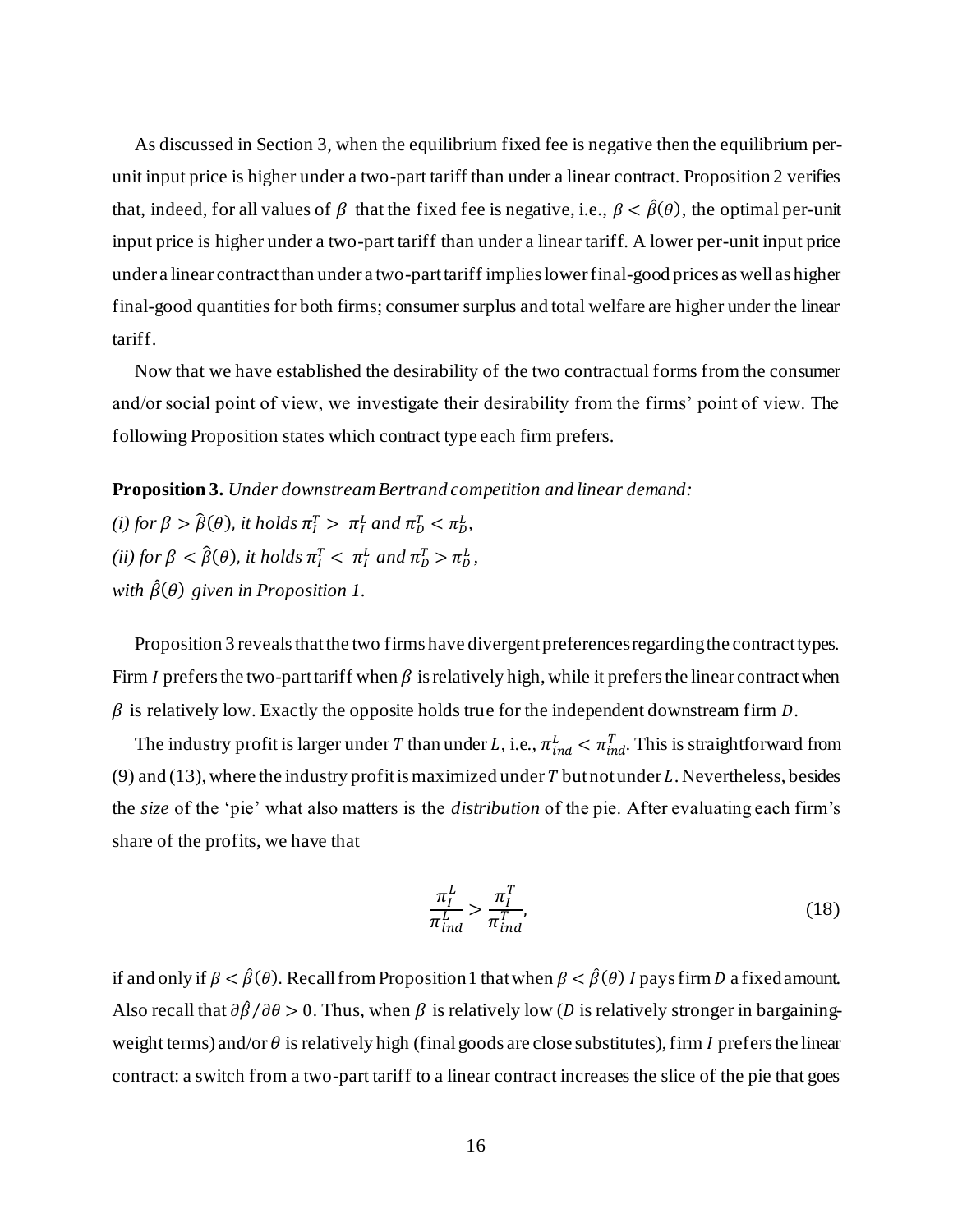As discussed in Section 3, when the equilibrium fixed fee is negative then the equilibrium per-unit input price is higher under a two-part tariff than under a linear contract. Proposition 2 verifies that, indeed, for all values of $\beta$ that the fixed fee is negative, i.e., $\beta < \hat{\beta}(\theta)$, the optimal per-unit input price is higher under a two-part tariff than under a linear tariff. A lower per-unit input price under a linear contract than under a two-part tariff implies lower final-good prices as well as higher final-good quantities for both firms; consumer surplus and total welfare are higher under the linear tariff.

Now that we have established the desirability of the two contractual forms from the consumer and/or social point of view, we investigate their desirability from the firms' point of view. The following Proposition states which contract type each firm prefers.

**Proposition 3.** *Under downstream Bertrand competition and linear demand:*
*(i) for* $\beta > \hat{\beta}(\theta)$*, it holds* $\pi_I^T > \pi_I^L$ *and* $\pi_D^T < \pi_D^L$*,*
*(ii) for* $\beta < \hat{\beta}(\theta)$*, it holds* $\pi_I^T < \pi_I^L$ *and* $\pi_D^T > \pi_D^L$*,*
*with* $\hat{\beta}(\theta)$ *given in Proposition 1.*

Proposition 3 reveals that the two firms have divergent preferences regarding the contract types. Firm $I$ prefers the two-part tariff when $\beta$ is relatively high, while it prefers the linear contract when $\beta$ is relatively low. Exactly the opposite holds true for the independent downstream firm $D$.

The industry profit is larger under $T$ than under $L$, i.e., $\pi_{ind}^L < \pi_{ind}^T$. This is straightforward from (9) and (13), where the industry profit is maximized under $T$ but not under $L$. Nevertheless, besides the *size* of the 'pie' what also matters is the *distribution* of the pie. After evaluating each firm's share of the profits, we have that

$$\frac{\pi_I^L}{\pi_{ind}^L} > \frac{\pi_I^T}{\pi_{ind}^T}, \tag{18}$$

if and only if $\beta < \hat{\beta}(\theta)$. Recall from Proposition 1 that when $\beta < \hat{\beta}(\theta)$ $I$ pays firm $D$ a fixed amount. Also recall that $\partial\hat{\beta}/\partial\theta > 0$. Thus, when $\beta$ is relatively low ($D$ is relatively stronger in bargaining-weight terms) and/or $\theta$ is relatively high (final goods are close substitutes), firm $I$ prefers the linear contract: a switch from a two-part tariff to a linear contract increases the slice of the pie that goes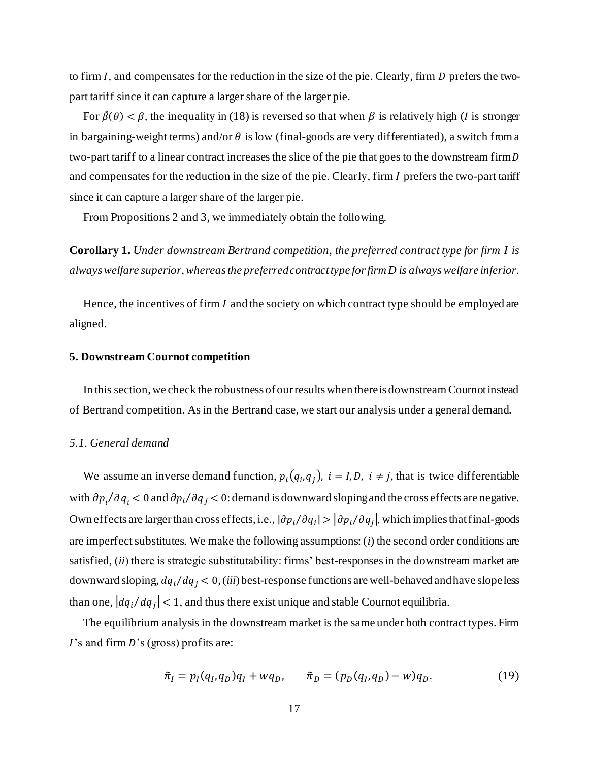to firm $I$, and compensates for the reduction in the size of the pie. Clearly, firm $D$ prefers the two-part tariff since it can capture a larger share of the larger pie.

For $\hat{\beta}(\theta) < \beta$, the inequality in (18) is reversed so that when $\beta$ is relatively high ($I$ is stronger in bargaining-weight terms) and/or $\theta$ is low (final-goods are very differentiated), a switch from a two-part tariff to a linear contract increases the slice of the pie that goes to the downstream firm $D$ and compensates for the reduction in the size of the pie. Clearly, firm $I$ prefers the two-part tariff since it can capture a larger share of the larger pie.

From Propositions 2 and 3, we immediately obtain the following.

**Corollary 1.** *Under downstream Bertrand competition, the preferred contract type for firm $I$ is always welfare superior, whereas the preferred contract type for firm D is always welfare inferior.*

Hence, the incentives of firm $I$ and the society on which contract type should be employed are aligned.

## 5. Downstream Cournot competition

In this section, we check the robustness of our results when there is downstream Cournot instead of Bertrand competition. As in the Bertrand case, we start our analysis under a general demand.

### *5.1. General demand*

We assume an inverse demand function, $p_i(q_i, q_j),\ i = I, D,\ i \neq j$, that is twice differentiable with $\partial p_i/\partial q_i < 0$ and $\partial p_i/\partial q_j < 0$: demand is downward sloping and the cross effects are negative. Own effects are larger than cross effects, i.e., $|\partial p_i/\partial q_i| > |\partial p_i/\partial q_j|$, which implies that final-goods are imperfect substitutes. We make the following assumptions: (*i*) the second order conditions are satisfied, (*ii*) there is strategic substitutability: firms' best-responses in the downstream market are downward sloping, $dq_i/dq_j < 0$, (*iii*) best-response functions are well-behaved and have slope less than one, $|dq_i/dq_j| < 1$, and thus there exist unique and stable Cournot equilibria.

The equilibrium analysis in the downstream market is the same under both contract types. Firm $I$'s and firm $D$'s (gross) profits are:

$$\tilde{\pi}_I = p_I(q_I, q_D)q_I + wq_D, \qquad \tilde{\pi}_D = (p_D(q_I, q_D) - w)q_D. \tag{19}$$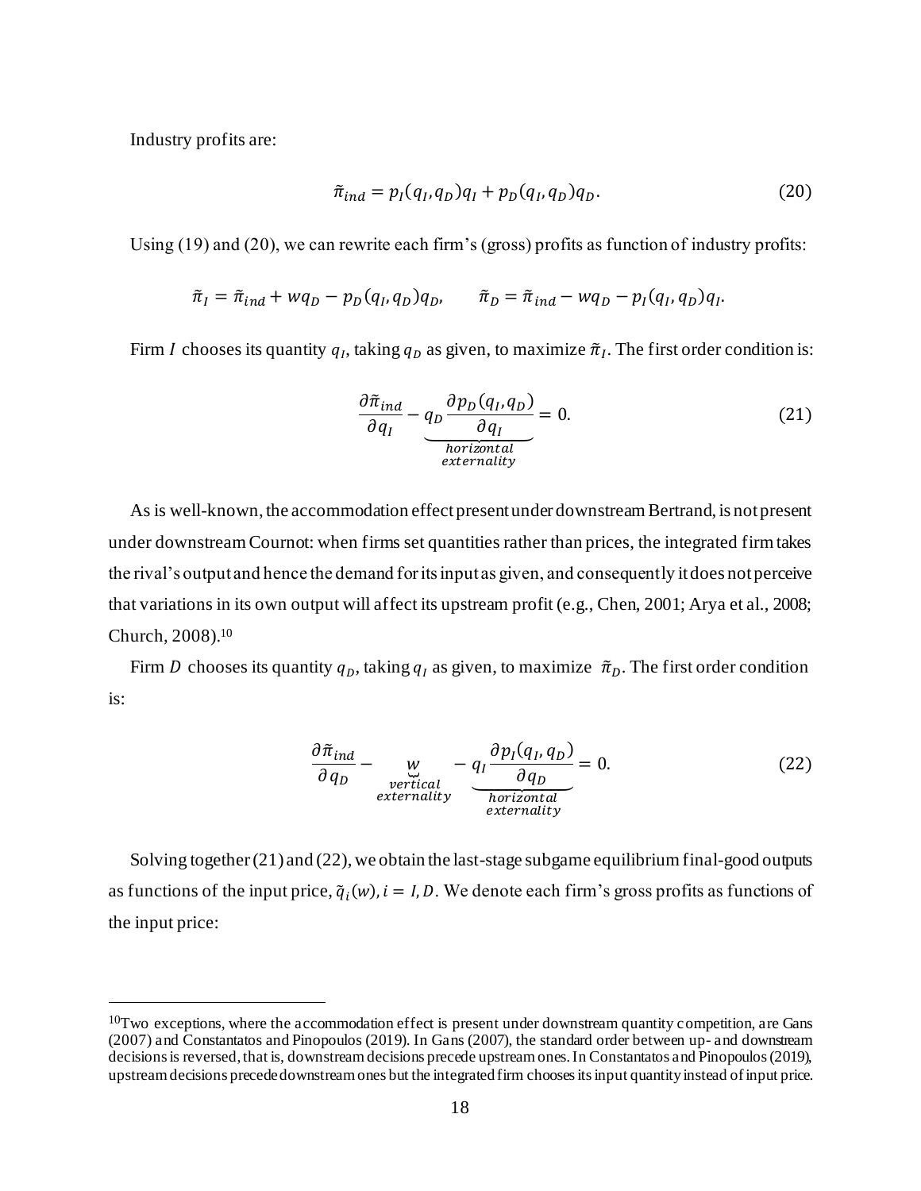Industry profits are:

$$\tilde{\pi}_{ind} = p_I(q_I, q_D)q_I + p_D(q_I, q_D)q_D. \tag{20}$$

Using (19) and (20), we can rewrite each firm's (gross) profits as function of industry profits:

$$\tilde{\pi}_I = \tilde{\pi}_{ind} + wq_D - p_D(q_I, q_D)q_D, \qquad \tilde{\pi}_D = \tilde{\pi}_{ind} - wq_D - p_I(q_I, q_D)q_I.$$

Firm $I$ chooses its quantity $q_I$, taking $q_D$ as given, to maximize $\tilde{\pi}_I$. The first order condition is:

$$\frac{\partial \tilde{\pi}_{ind}}{\partial q_I} - \underbrace{q_D \frac{\partial p_D(q_I, q_D)}{\partial q_I}}_{\substack{horizontal \\ externality}} = 0. \tag{21}$$

As is well-known, the accommodation effect present under downstream Bertrand, is not present under downstream Cournot: when firms set quantities rather than prices, the integrated firm takes the rival's output and hence the demand for its input as given, and consequently it does not perceive that variations in its own output will affect its upstream profit (e.g., Chen, 2001; Arya et al., 2008; Church, 2008).[10]

Firm $D$ chooses its quantity $q_D$, taking $q_I$ as given, to maximize $\tilde{\pi}_D$. The first order condition is:

$$\frac{\partial \tilde{\pi}_{ind}}{\partial q_D} - \underbrace{w}_{\substack{vertical \\ externality}} - \underbrace{q_I \frac{\partial p_I(q_I, q_D)}{\partial q_D}}_{\substack{horizontal \\ externality}} = 0. \tag{22}$$

Solving together (21) and (22), we obtain the last-stage subgame equilibrium final-good outputs as functions of the input price, $\tilde{q}_i(w)$, $i = I, D$. We denote each firm's gross profits as functions of the input price:

[10]Two exceptions, where the accommodation effect is present under downstream quantity competition, are Gans (2007) and Constantatos and Pinopoulos (2019). In Gans (2007), the standard order between up- and downstream decisions is reversed, that is, downstream decisions precede upstream ones. In Constantatos and Pinopoulos (2019), upstream decisions precede downstream ones but the integrated firm chooses its input quantity instead of input price.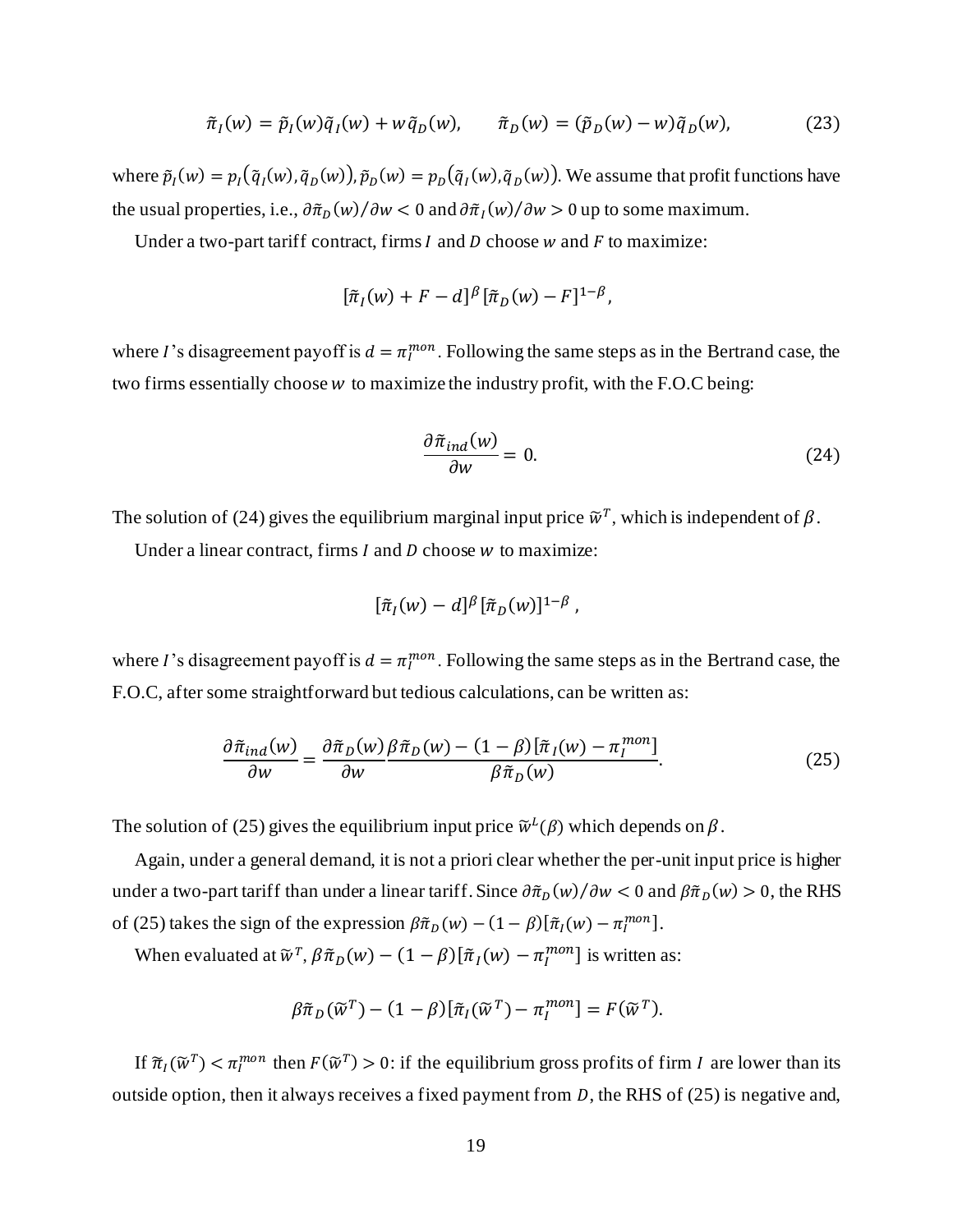$$\tilde{\pi}_I(w) = \tilde{p}_I(w)\tilde{q}_I(w) + w\tilde{q}_D(w), \qquad \tilde{\pi}_D(w) = (\tilde{p}_D(w) - w)\tilde{q}_D(w), \tag{23}$$

where $\tilde{p}_I(w) = p_I(\tilde{q}_I(w), \tilde{q}_D(w))$, $\tilde{p}_D(w) = p_D(\tilde{q}_I(w), \tilde{q}_D(w))$. We assume that profit functions have the usual properties, i.e., $\partial\tilde{\pi}_D(w)/\partial w < 0$ and $\partial\tilde{\pi}_I(w)/\partial w > 0$ up to some maximum.

Under a two-part tariff contract, firms $I$ and $D$ choose $w$ and $F$ to maximize:

$$[\tilde{\pi}_I(w) + F - d]^\beta [\tilde{\pi}_D(w) - F]^{1-\beta},$$

where $I$'s disagreement payoff is $d = \pi_I^{mon}$. Following the same steps as in the Bertrand case, the two firms essentially choose $w$ to maximize the industry profit, with the F.O.C being:

$$\frac{\partial\tilde{\pi}_{ind}(w)}{\partial w} = 0. \tag{24}$$

The solution of (24) gives the equilibrium marginal input price $\widetilde{w}^T$, which is independent of $\beta$.

Under a linear contract, firms $I$ and $D$ choose $w$ to maximize:

$$[\tilde{\pi}_I(w) - d]^\beta [\tilde{\pi}_D(w)]^{1-\beta},$$

where $I$'s disagreement payoff is $d = \pi_I^{mon}$. Following the same steps as in the Bertrand case, the F.O.C, after some straightforward but tedious calculations, can be written as:

$$\frac{\partial\tilde{\pi}_{ind}(w)}{\partial w} = \frac{\partial\tilde{\pi}_D(w)}{\partial w}\frac{\beta\tilde{\pi}_D(w) - (1-\beta)[\tilde{\pi}_I(w) - \pi_I^{mon}]}{\beta\tilde{\pi}_D(w)}. \tag{25}$$

The solution of (25) gives the equilibrium input price $\widetilde{w}^L(\beta)$ which depends on $\beta$.

Again, under a general demand, it is not a priori clear whether the per-unit input price is higher under a two-part tariff than under a linear tariff. Since $\partial\tilde{\pi}_D(w)/\partial w < 0$ and $\beta\tilde{\pi}_D(w) > 0$, the RHS of (25) takes the sign of the expression $\beta\tilde{\pi}_D(w) - (1-\beta)[\tilde{\pi}_I(w) - \pi_I^{mon}]$.

When evaluated at $\widetilde{w}^T$, $\beta\tilde{\pi}_D(w) - (1-\beta)[\tilde{\pi}_I(w) - \pi_I^{mon}]$ is written as:

$$\beta\tilde{\pi}_D(\widetilde{w}^T) - (1-\beta)[\tilde{\pi}_I(\widetilde{w}^T) - \pi_I^{mon}] = F(\widetilde{w}^T).$$

If $\tilde{\pi}_I(\widetilde{w}^T) < \pi_I^{mon}$ then $F(\widetilde{w}^T) > 0$: if the equilibrium gross profits of firm $I$ are lower than its outside option, then it always receives a fixed payment from $D$, the RHS of (25) is negative and,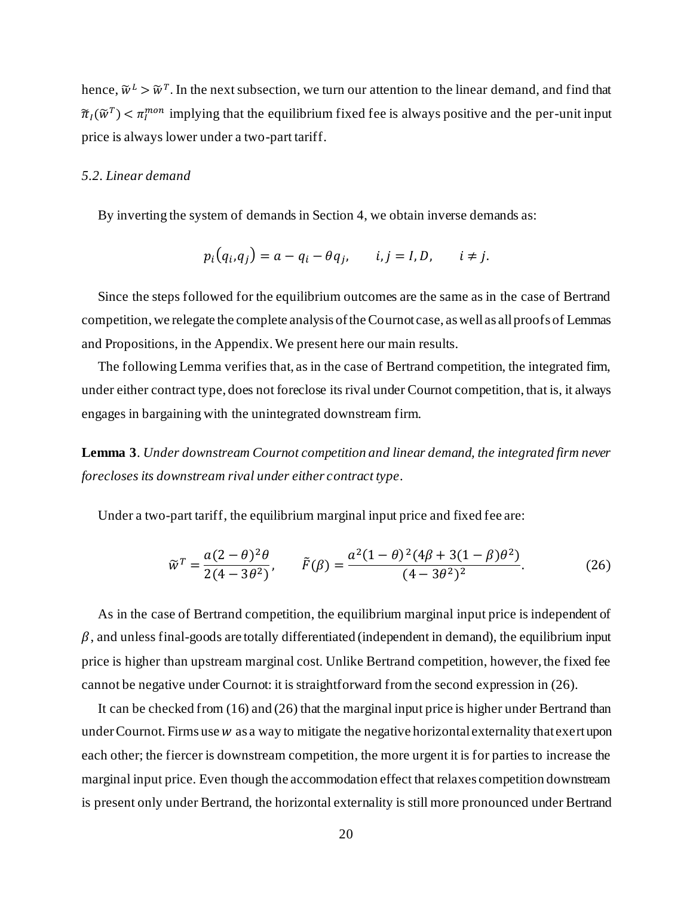hence, $\tilde{w}^L > \tilde{w}^T$. In the next subsection, we turn our attention to the linear demand, and find that $\tilde{\pi}_I(\tilde{w}^T) < \pi_I^{mon}$ implying that the equilibrium fixed fee is always positive and the per-unit input price is always lower under a two-part tariff.

### *5.2. Linear demand*

By inverting the system of demands in Section 4, we obtain inverse demands as:

$$p_i(q_i, q_j) = a - q_i - \theta q_j, \qquad i, j = I, D, \qquad i \neq j.$$

Since the steps followed for the equilibrium outcomes are the same as in the case of Bertrand competition, we relegate the complete analysis of the Cournot case, as well as all proofs of Lemmas and Propositions, in the Appendix. We present here our main results.

The following Lemma verifies that, as in the case of Bertrand competition, the integrated firm, under either contract type, does not foreclose its rival under Cournot competition, that is, it always engages in bargaining with the unintegrated downstream firm.

**Lemma 3**. *Under downstream Cournot competition and linear demand, the integrated firm never forecloses its downstream rival under either contract type.*

Under a two-part tariff, the equilibrium marginal input price and fixed fee are:

$$\tilde{w}^T = \frac{a(2-\theta)^2\theta}{2(4-3\theta^2)}, \qquad \tilde{F}(\beta) = \frac{a^2(1-\theta)^2(4\beta + 3(1-\beta)\theta^2)}{(4-3\theta^2)^2}. \tag{26}$$

As in the case of Bertrand competition, the equilibrium marginal input price is independent of $\beta$, and unless final-goods are totally differentiated (independent in demand), the equilibrium input price is higher than upstream marginal cost. Unlike Bertrand competition, however, the fixed fee cannot be negative under Cournot: it is straightforward from the second expression in (26).

It can be checked from (16) and (26) that the marginal input price is higher under Bertrand than under Cournot. Firms use $w$ as a way to mitigate the negative horizontal externality that exert upon each other; the fiercer is downstream competition, the more urgent it is for parties to increase the marginal input price. Even though the accommodation effect that relaxes competition downstream is present only under Bertrand, the horizontal externality is still more pronounced under Bertrand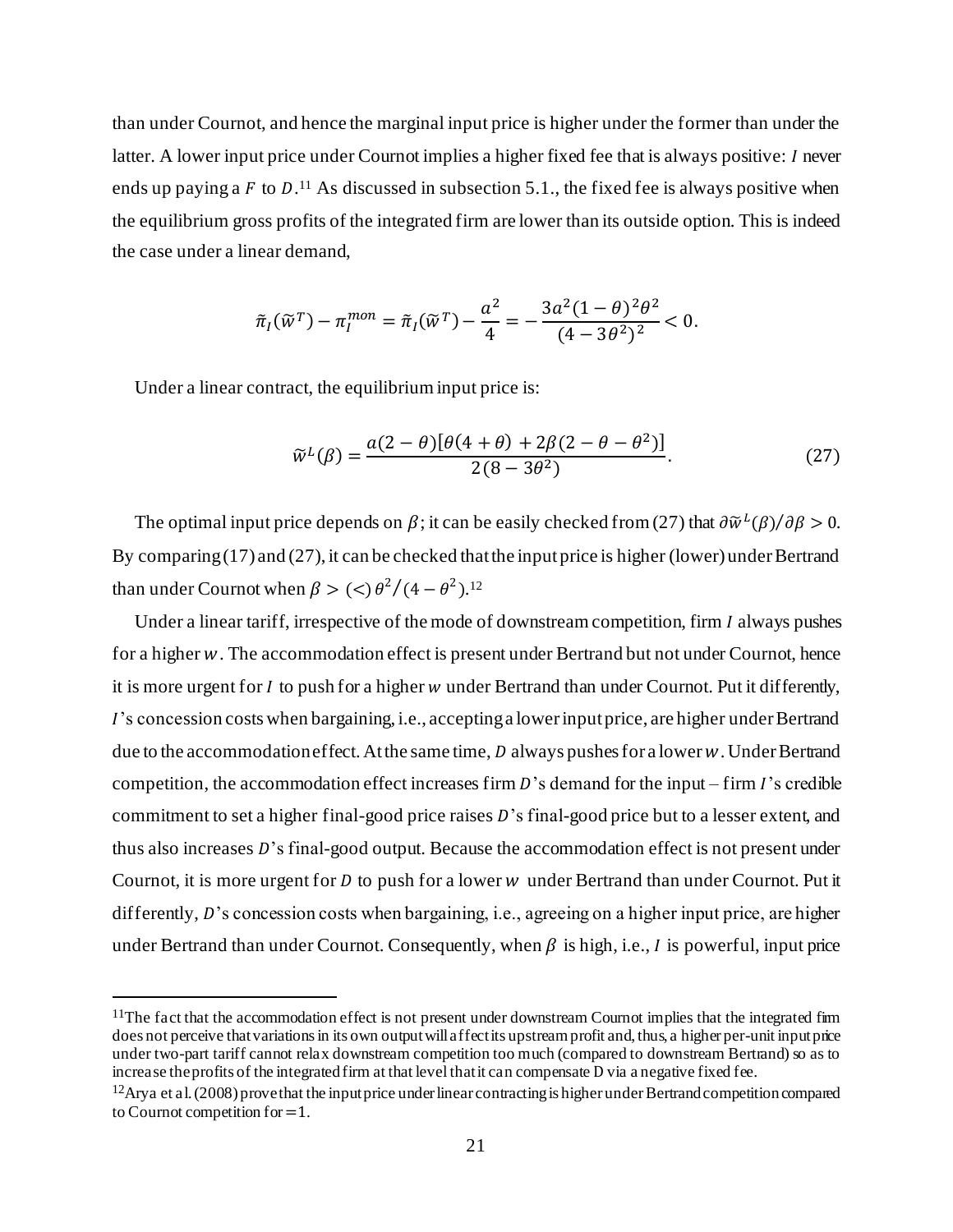than under Cournot, and hence the marginal input price is higher under the former than under the latter. A lower input price under Cournot implies a higher fixed fee that is always positive: $I$ never ends up paying a $F$ to $D$.[11] As discussed in subsection 5.1., the fixed fee is always positive when the equilibrium gross profits of the integrated firm are lower than its outside option. This is indeed the case under a linear demand,

$$\tilde{\pi}_I(\tilde{w}^T) - \pi_I^{mon} = \tilde{\pi}_I(\tilde{w}^T) - \frac{a^2}{4} = -\frac{3a^2(1-\theta)^2\theta^2}{(4-3\theta^2)^2} < 0.$$

Under a linear contract, the equilibrium input price is:

$$\tilde{w}^L(\beta) = \frac{a(2-\theta)[\theta(4+\theta) + 2\beta(2-\theta-\theta^2)]}{2(8-3\theta^2)}. \tag{27}$$

The optimal input price depends on $\beta$; it can be easily checked from (27) that $\partial\tilde{w}^L(\beta)/\partial\beta > 0$. By comparing (17) and (27), it can be checked that the input price is higher (lower) under Bertrand than under Cournot when $\beta > (<)\, \theta^2/(4-\theta^2)$.[12]

Under a linear tariff, irrespective of the mode of downstream competition, firm $I$ always pushes for a higher $w$. The accommodation effect is present under Bertrand but not under Cournot, hence it is more urgent for $I$ to push for a higher $w$ under Bertrand than under Cournot. Put it differently, $I$'s concession costs when bargaining, i.e., accepting a lower input price, are higher under Bertrand due to the accommodation effect. At the same time, $D$ always pushes for a lower $w$. Under Bertrand competition, the accommodation effect increases firm $D$'s demand for the input – firm $I$'s credible commitment to set a higher final-good price raises $D$'s final-good price but to a lesser extent, and thus also increases $D$'s final-good output. Because the accommodation effect is not present under Cournot, it is more urgent for $D$ to push for a lower $w$ under Bertrand than under Cournot. Put it differently, $D$'s concession costs when bargaining, i.e., agreeing on a higher input price, are higher under Bertrand than under Cournot. Consequently, when $\beta$ is high, i.e., $I$ is powerful, input price

[11] The fact that the accommodation effect is not present under downstream Cournot implies that the integrated firm does not perceive that variations in its own output will affect its upstream profit and, thus, a higher per-unit input price under two-part tariff cannot relax downstream competition too much (compared to downstream Bertrand) so as to increase the profits of the integrated firm at that level that it can compensate D via a negative fixed fee.

[12] Arya et al. (2008) prove that the input price under linear contracting is higher under Bertrand competition compared to Cournot competition for $=1$.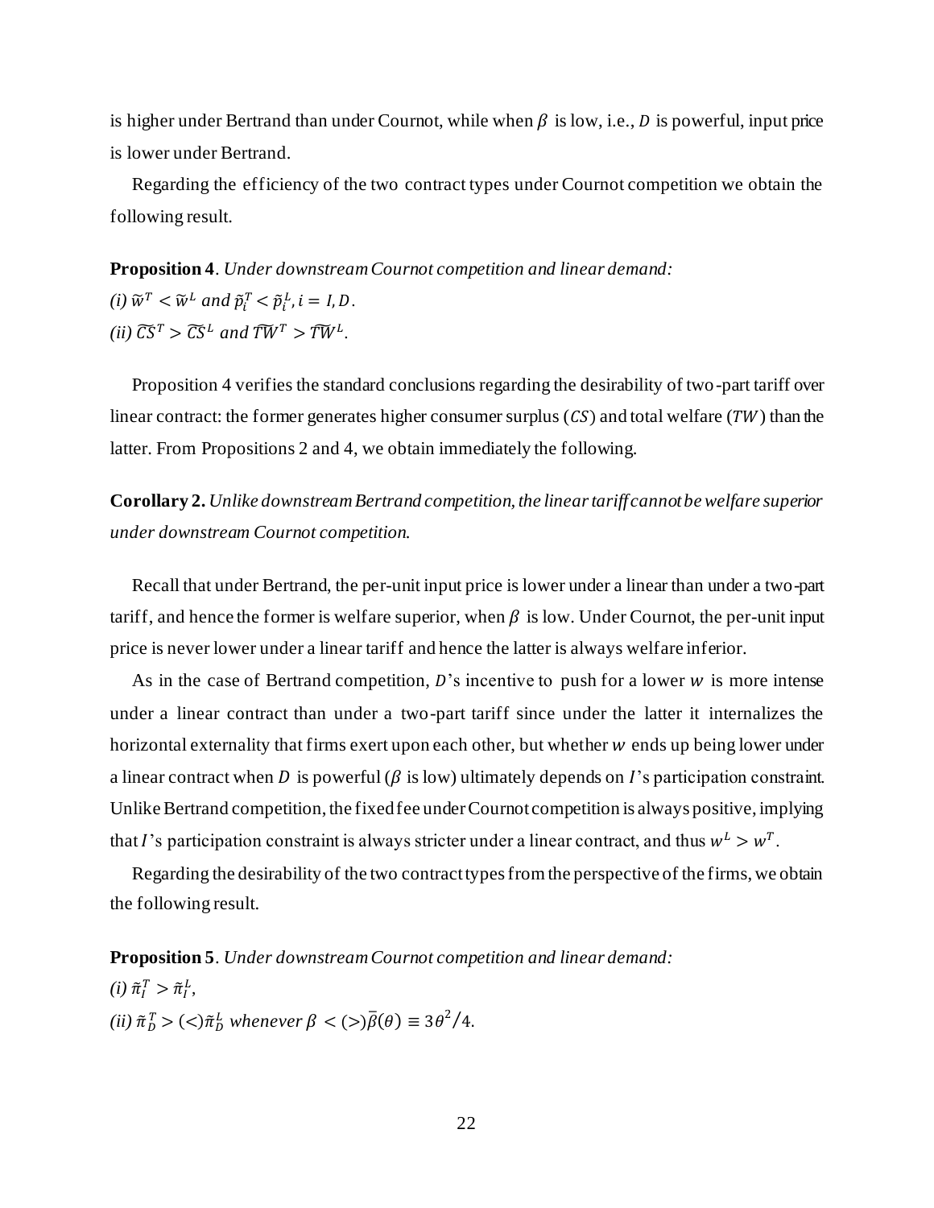is higher under Bertrand than under Cournot, while when $\beta$ is low, i.e., $D$ is powerful, input price is lower under Bertrand.

Regarding the efficiency of the two contract types under Cournot competition we obtain the following result.

**Proposition 4**. *Under downstream Cournot competition and linear demand:*
*(i)* $\widetilde{w}^T < \widetilde{w}^L$ *and* $\tilde{p}_i^T < \tilde{p}_i^L, i = I, D$.
*(ii)* $\widetilde{CS}^T > \widetilde{CS}^L$ *and* $\widetilde{TW}^T > \widetilde{TW}^L$.

Proposition 4 verifies the standard conclusions regarding the desirability of two-part tariff over linear contract: the former generates higher consumer surplus ($CS$) and total welfare ($TW$) than the latter. From Propositions 2 and 4, we obtain immediately the following.

**Corollary 2.** *Unlike downstream Bertrand competition, the linear tariff cannot be welfare superior under downstream Cournot competition.*

Recall that under Bertrand, the per-unit input price is lower under a linear than under a two-part tariff, and hence the former is welfare superior, when $\beta$ is low. Under Cournot, the per-unit input price is never lower under a linear tariff and hence the latter is always welfare inferior.

As in the case of Bertrand competition, $D$'s incentive to push for a lower $w$ is more intense under a linear contract than under a two-part tariff since under the latter it internalizes the horizontal externality that firms exert upon each other, but whether $w$ ends up being lower under a linear contract when $D$ is powerful ($\beta$ is low) ultimately depends on $I$'s participation constraint. Unlike Bertrand competition, the fixed fee under Cournot competition is always positive, implying that $I$'s participation constraint is always stricter under a linear contract, and thus $w^L > w^T$.

Regarding the desirability of the two contract types from the perspective of the firms, we obtain the following result.

**Proposition 5**. *Under downstream Cournot competition and linear demand:*
*(i)* $\tilde{\pi}_I^T > \tilde{\pi}_I^L$,
*(ii)* $\tilde{\pi}_D^T > (<) \tilde{\pi}_D^L$ *whenever* $\beta < (>) \bar{\beta}(\theta) \equiv 3\theta^2/4$.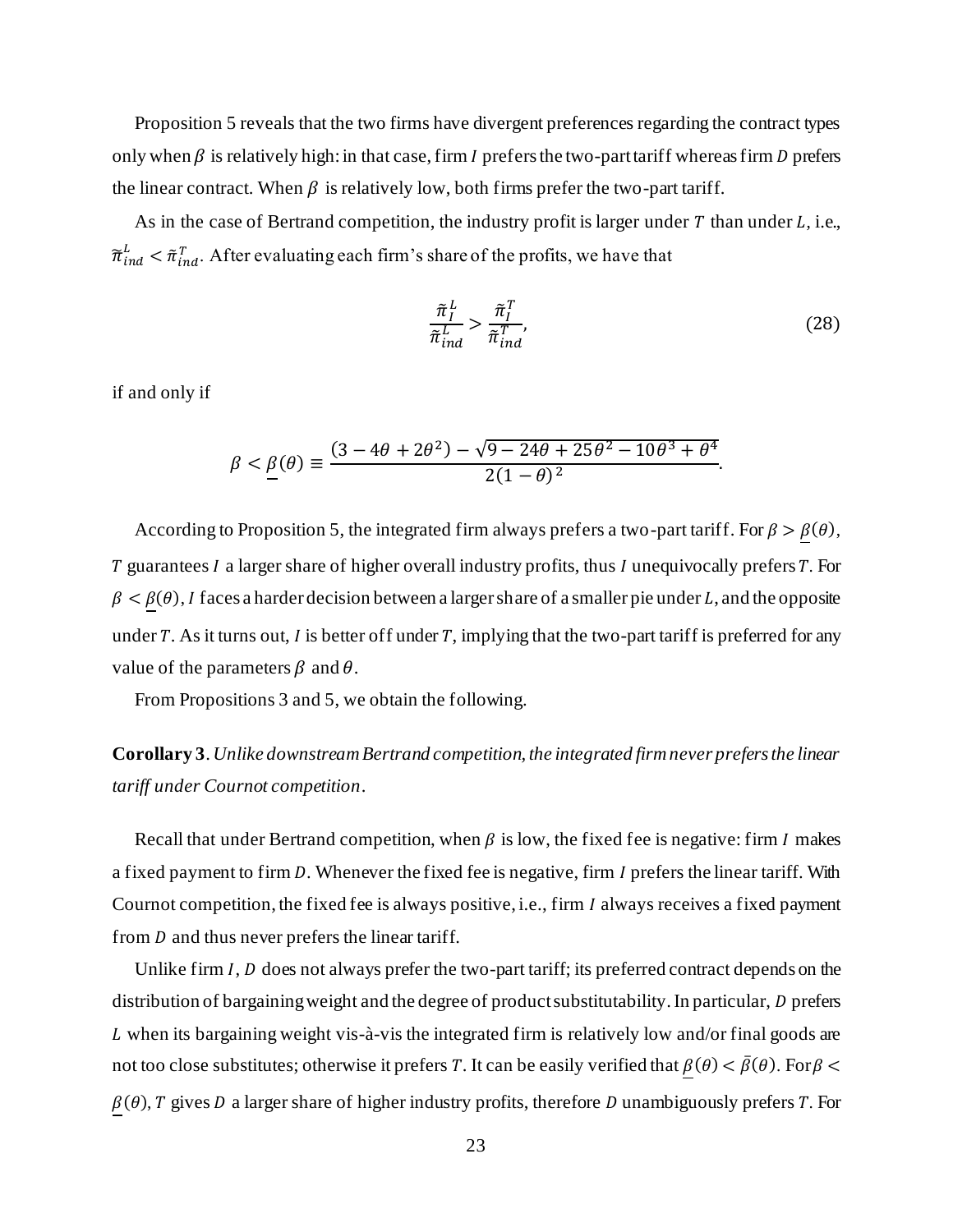Proposition 5 reveals that the two firms have divergent preferences regarding the contract types only when $\beta$ is relatively high: in that case, firm $I$ prefers the two-part tariff whereas firm $D$ prefers the linear contract. When $\beta$ is relatively low, both firms prefer the two-part tariff.

As in the case of Bertrand competition, the industry profit is larger under $T$ than under $L$, i.e., $\tilde{\pi}_{ind}^{L} < \tilde{\pi}_{ind}^{T}$. After evaluating each firm's share of the profits, we have that

$$\frac{\tilde{\pi}_{I}^{L}}{\tilde{\pi}_{ind}^{L}} > \frac{\tilde{\pi}_{I}^{T}}{\tilde{\pi}_{ind}^{T}}, \tag{28}$$

if and only if

$$\beta < \underline{\beta}(\theta) \equiv \frac{(3 - 4\theta + 2\theta^2) - \sqrt{9 - 24\theta + 25\theta^2 - 10\theta^3 + \theta^4}}{2(1-\theta)^2}.$$

According to Proposition 5, the integrated firm always prefers a two-part tariff. For $\beta > \underline{\beta}(\theta)$, $T$ guarantees $I$ a larger share of higher overall industry profits, thus $I$ unequivocally prefers $T$. For $\beta < \underline{\beta}(\theta)$, $I$ faces a harder decision between a larger share of a smaller pie under $L$, and the opposite under $T$. As it turns out, $I$ is better off under $T$, implying that the two-part tariff is preferred for any value of the parameters $\beta$ and $\theta$.

From Propositions 3 and 5, we obtain the following.

**Corollary 3**. *Unlike downstream Bertrand competition, the integrated firm never prefers the linear tariff under Cournot competition.*

Recall that under Bertrand competition, when $\beta$ is low, the fixed fee is negative: firm $I$ makes a fixed payment to firm $D$. Whenever the fixed fee is negative, firm $I$ prefers the linear tariff. With Cournot competition, the fixed fee is always positive, i.e., firm $I$ always receives a fixed payment from $D$ and thus never prefers the linear tariff.

Unlike firm $I$, $D$ does not always prefer the two-part tariff; its preferred contract depends on the distribution of bargaining weight and the degree of product substitutability. In particular, $D$ prefers $L$ when its bargaining weight vis-à-vis the integrated firm is relatively low and/or final goods are not too close substitutes; otherwise it prefers $T$. It can be easily verified that $\underline{\beta}(\theta) < \bar{\beta}(\theta)$. For $\beta < \underline{\beta}(\theta)$, $T$ gives $D$ a larger share of higher industry profits, therefore $D$ unambiguously prefers $T$. For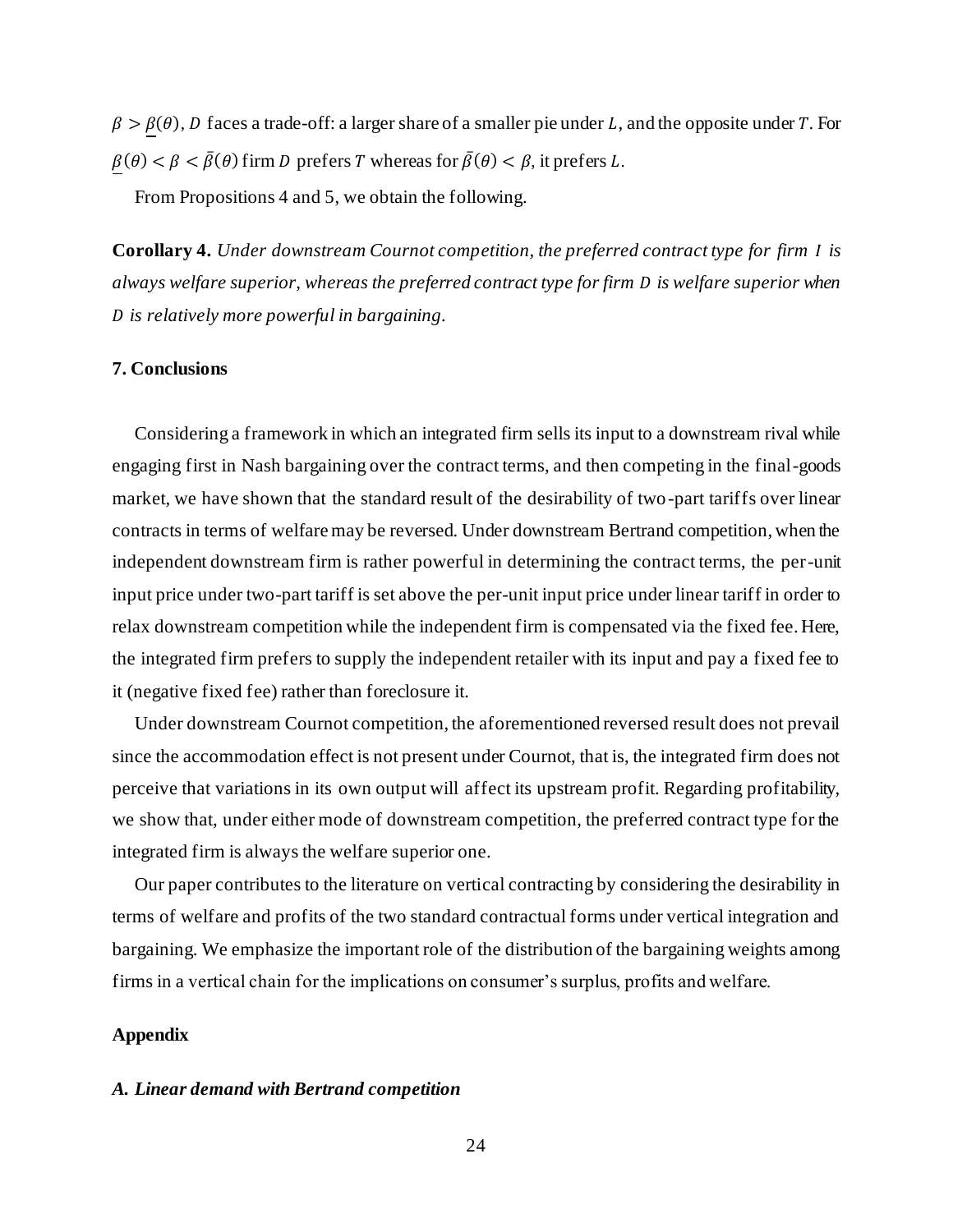$\beta > \underline{\beta}(\theta)$, $D$ faces a trade-off: a larger share of a smaller pie under $L$, and the opposite under $T$. For $\underline{\beta}(\theta) < \beta < \bar{\beta}(\theta)$ firm $D$ prefers $T$ whereas for $\bar{\beta}(\theta) < \beta$, it prefers $L$.

From Propositions 4 and 5, we obtain the following.

**Corollary 4.** *Under downstream Cournot competition, the preferred contract type for firm $I$ is always welfare superior, whereas the preferred contract type for firm $D$ is welfare superior when $D$ is relatively more powerful in bargaining.*

## 7. Conclusions

Considering a framework in which an integrated firm sells its input to a downstream rival while engaging first in Nash bargaining over the contract terms, and then competing in the final-goods market, we have shown that the standard result of the desirability of two-part tariffs over linear contracts in terms of welfare may be reversed. Under downstream Bertrand competition, when the independent downstream firm is rather powerful in determining the contract terms, the per-unit input price under two-part tariff is set above the per-unit input price under linear tariff in order to relax downstream competition while the independent firm is compensated via the fixed fee. Here, the integrated firm prefers to supply the independent retailer with its input and pay a fixed fee to it (negative fixed fee) rather than foreclosure it.

Under downstream Cournot competition, the aforementioned reversed result does not prevail since the accommodation effect is not present under Cournot, that is, the integrated firm does not perceive that variations in its own output will affect its upstream profit. Regarding profitability, we show that, under either mode of downstream competition, the preferred contract type for the integrated firm is always the welfare superior one.

Our paper contributes to the literature on vertical contracting by considering the desirability in terms of welfare and profits of the two standard contractual forms under vertical integration and bargaining. We emphasize the important role of the distribution of the bargaining weights among firms in a vertical chain for the implications on consumer's surplus, profits and welfare.

## Appendix

### *A. Linear demand with Bertrand competition*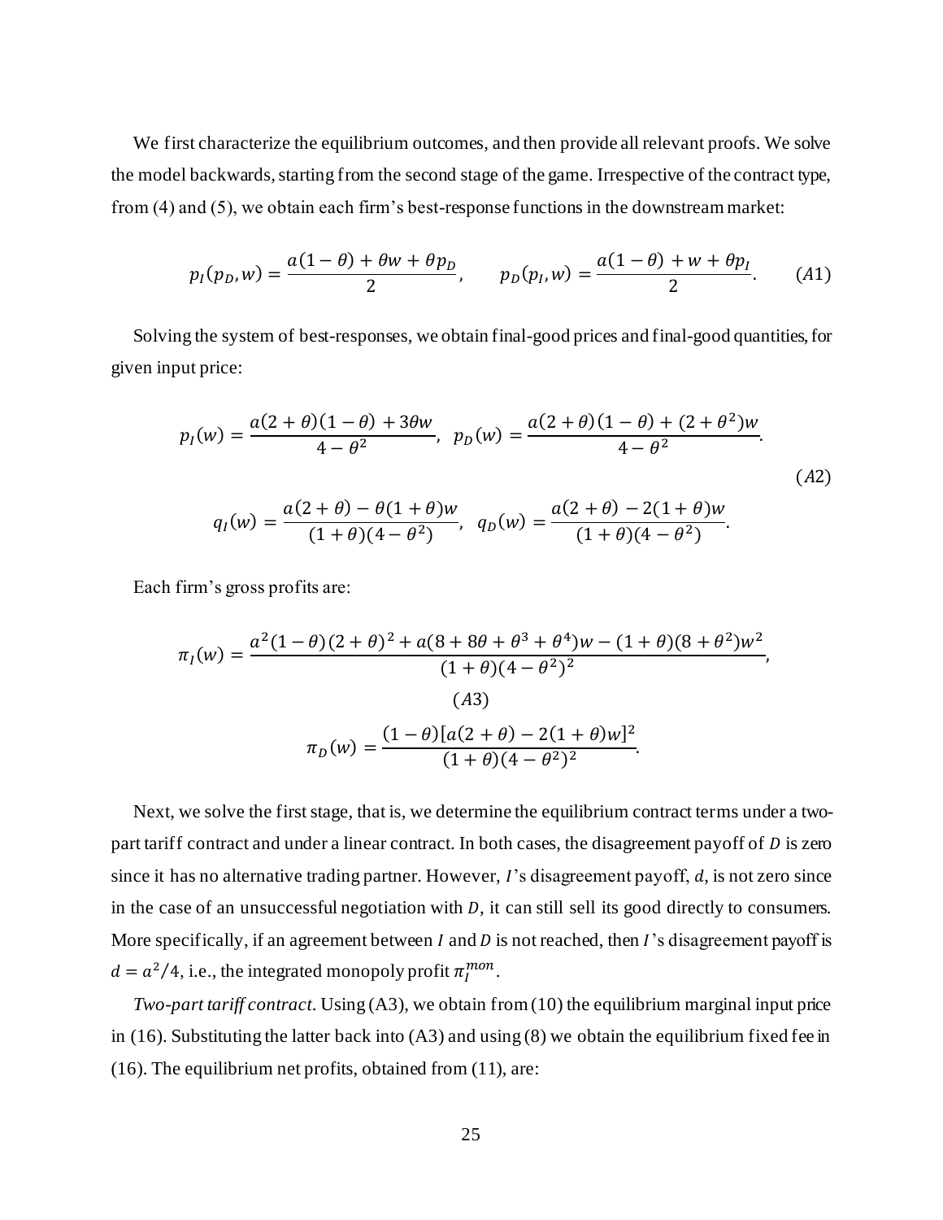We first characterize the equilibrium outcomes, and then provide all relevant proofs. We solve the model backwards, starting from the second stage of the game. Irrespective of the contract type, from (4) and (5), we obtain each firm's best-response functions in the downstream market:

$$p_I(p_D, w) = \frac{a(1-\theta) + \theta w + \theta p_D}{2}, \qquad p_D(p_I, w) = \frac{a(1-\theta) + w + \theta p_I}{2}. \qquad (A1)$$

Solving the system of best-responses, we obtain final-good prices and final-good quantities, for given input price:

$$p_I(w) = \frac{a(2+\theta)(1-\theta) + 3\theta w}{4-\theta^2}, \;\; p_D(w) = \frac{a(2+\theta)(1-\theta) + (2+\theta^2)w}{4-\theta^2}.$$

$$(A2)$$

$$q_I(w) = \frac{a(2+\theta) - \theta(1+\theta)w}{(1+\theta)(4-\theta^2)}, \;\; q_D(w) = \frac{a(2+\theta) - 2(1+\theta)w}{(1+\theta)(4-\theta^2)}.$$

Each firm's gross profits are:

$$\pi_I(w) = \frac{a^2(1-\theta)(2+\theta)^2 + a(8+8\theta+\theta^3+\theta^4)w - (1+\theta)(8+\theta^2)w^2}{(1+\theta)(4-\theta^2)^2},$$

$$(A3)$$

$$\pi_D(w) = \frac{(1-\theta)[a(2+\theta) - 2(1+\theta)w]^2}{(1+\theta)(4-\theta^2)^2}.$$

Next, we solve the first stage, that is, we determine the equilibrium contract terms under a two-part tariff contract and under a linear contract. In both cases, the disagreement payoff of $D$ is zero since it has no alternative trading partner. However, $I$'s disagreement payoff, $d$, is not zero since in the case of an unsuccessful negotiation with $D$, it can still sell its good directly to consumers. More specifically, if an agreement between $I$ and $D$ is not reached, then $I$'s disagreement payoff is $d = a^2/4$, i.e., the integrated monopoly profit $\pi_I^{mon}$.

*Two-part tariff contract*. Using (A3), we obtain from (10) the equilibrium marginal input price in (16). Substituting the latter back into (A3) and using (8) we obtain the equilibrium fixed fee in (16). The equilibrium net profits, obtained from (11), are: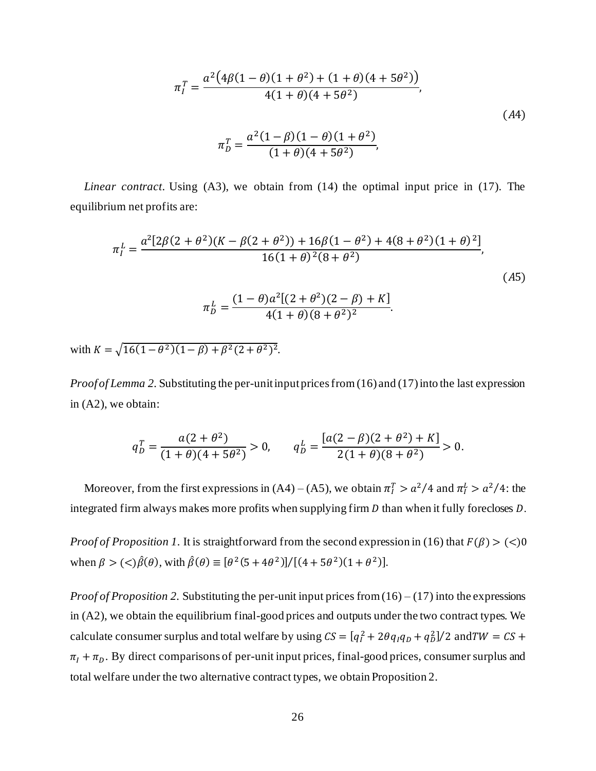$$\pi_I^T = \frac{a^2\left(4\beta(1-\theta)(1+\theta^2)+(1+\theta)(4+5\theta^2)\right)}{4(1+\theta)(4+5\theta^2)},$$

$$\pi_D^T = \frac{a^2(1-\beta)(1-\theta)(1+\theta^2)}{(1+\theta)(4+5\theta^2)}, \tag{A4}$$

*Linear contract*. Using (A3), we obtain from (14) the optimal input price in (17). The equilibrium net profits are:

$$\pi_I^L = \frac{a^2[2\beta(2+\theta^2)(K-\beta(2+\theta^2))+16\beta(1-\theta^2)+4(8+\theta^2)(1+\theta)^2]}{16(1+\theta)^2(8+\theta^2)},$$

$$\pi_D^L = \frac{(1-\theta)a^2[(2+\theta^2)(2-\beta)+K]}{4(1+\theta)(8+\theta^2)^2}. \tag{A5}$$

with $K = \sqrt{16(1-\theta^2)(1-\beta)+\beta^2(2+\theta^2)^2}$.

*Proof of Lemma 2*. Substituting the per-unit input prices from (16) and (17) into the last expression in (A2), we obtain:

$$q_D^T = \frac{a(2+\theta^2)}{(1+\theta)(4+5\theta^2)} > 0, \qquad q_D^L = \frac{[a(2-\beta)(2+\theta^2)+K]}{2(1+\theta)(8+\theta^2)} > 0.$$

Moreover, from the first expressions in (A4) – (A5), we obtain $\pi_I^T > a^2/4$ and $\pi_I^L > a^2/4$: the integrated firm always makes more profits when supplying firm $D$ than when it fully forecloses $D$.

*Proof of Proposition 1*. It is straightforward from the second expression in (16) that $F(\beta) > (<) 0$ when $\beta > (<) \hat{\beta}(\theta)$, with $\hat{\beta}(\theta) \equiv [\theta^2(5+4\theta^2)]/[(4+5\theta^2)(1+\theta^2)]$.

*Proof of Proposition 2*. Substituting the per-unit input prices from (16) – (17) into the expressions in (A2), we obtain the equilibrium final-good prices and outputs under the two contract types. We calculate consumer surplus and total welfare by using $CS = [q_I^2 + 2\theta q_I q_D + q_D^2]/2$ and $TW = CS + \pi_I + \pi_D$. By direct comparisons of per-unit input prices, final-good prices, consumer surplus and total welfare under the two alternative contract types, we obtain Proposition 2.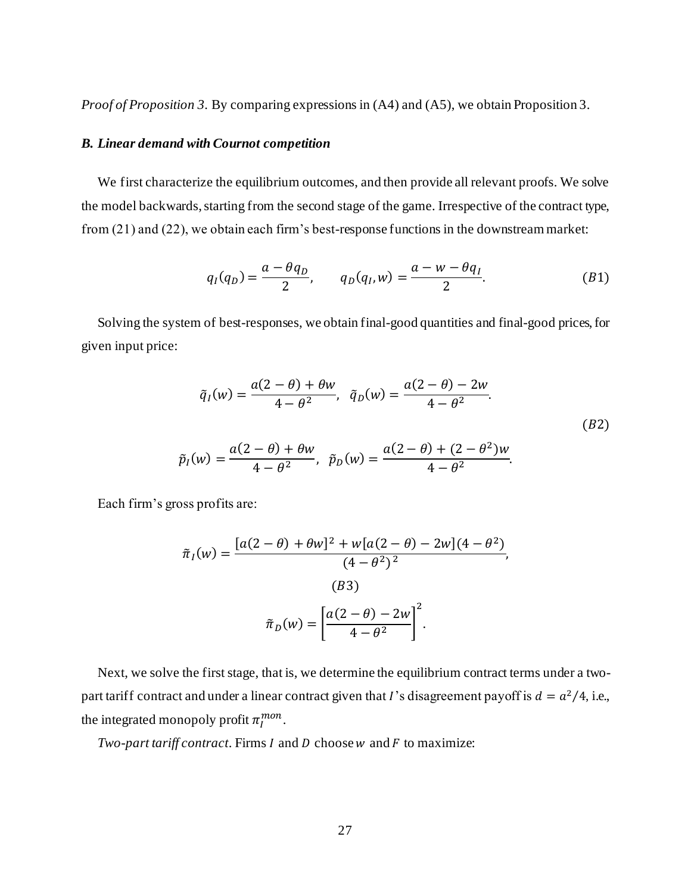*Proof of Proposition 3*. By comparing expressions in (A4) and (A5), we obtain Proposition 3.

### *B. Linear demand with Cournot competition*

We first characterize the equilibrium outcomes, and then provide all relevant proofs. We solve the model backwards, starting from the second stage of the game. Irrespective of the contract type, from (21) and (22), we obtain each firm's best-response functions in the downstream market:

$$q_I(q_D) = \frac{a - \theta q_D}{2}, \qquad q_D(q_I, w) = \frac{a - w - \theta q_I}{2}. \tag{B1}$$

Solving the system of best-responses, we obtain final-good quantities and final-good prices, for given input price:

$$\tilde{q}_I(w) = \frac{a(2-\theta) + \theta w}{4 - \theta^2}, \quad \tilde{q}_D(w) = \frac{a(2-\theta) - 2w}{4 - \theta^2}.$$

$$\tilde{p}_I(w) = \frac{a(2-\theta) + \theta w}{4 - \theta^2}, \quad \tilde{p}_D(w) = \frac{a(2-\theta) + (2-\theta^2)w}{4 - \theta^2}. \tag{B2}$$

Each firm's gross profits are:

$$\tilde{\pi}_I(w) = \frac{[a(2-\theta) + \theta w]^2 + w[a(2-\theta) - 2w](4-\theta^2)}{(4-\theta^2)^2},$$

$$\tilde{\pi}_D(w) = \left[\frac{a(2-\theta) - 2w}{4 - \theta^2}\right]^2. \tag{B3}$$

Next, we solve the first stage, that is, we determine the equilibrium contract terms under a two-part tariff contract and under a linear contract given that $I$'s disagreement payoff is $d = a^2/4$, i.e., the integrated monopoly profit $\pi_I^{mon}$.

*Two-part tariff contract*. Firms $I$ and $D$ choose $w$ and $F$ to maximize: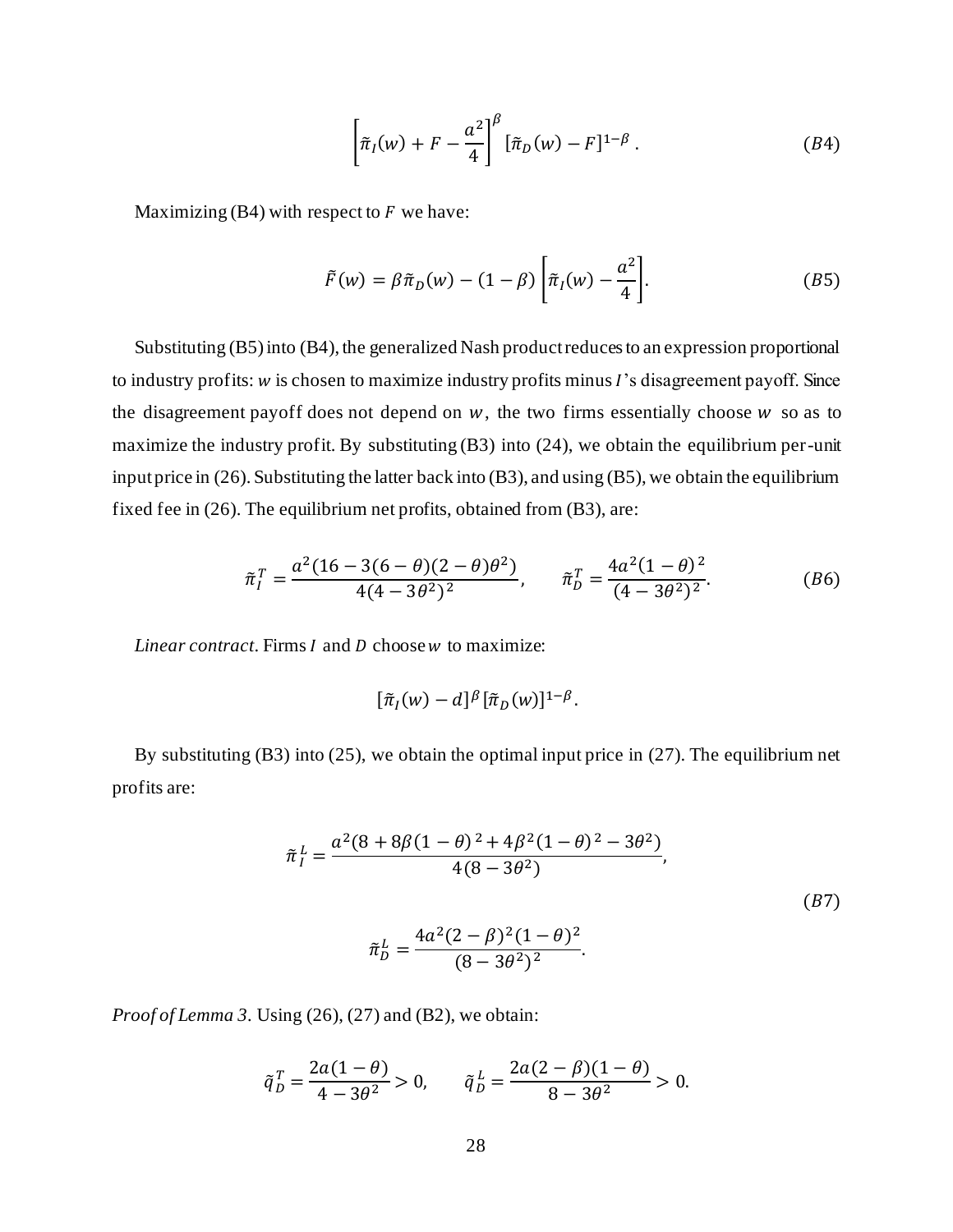$$\left[\tilde{\pi}_I(w) + F - \frac{a^2}{4}\right]^{\beta} [\tilde{\pi}_D(w) - F]^{1-\beta}. \tag{B4}$$

Maximizing (B4) with respect to $F$ we have:

$$\tilde{F}(w) = \beta \tilde{\pi}_D(w) - (1-\beta)\left[\tilde{\pi}_I(w) - \frac{a^2}{4}\right]. \tag{B5}$$

Substituting (B5) into (B4), the generalized Nash product reduces to an expression proportional to industry profits: $w$ is chosen to maximize industry profits minus $I$'s disagreement payoff. Since the disagreement payoff does not depend on $w$, the two firms essentially choose $w$ so as to maximize the industry profit. By substituting (B3) into (24), we obtain the equilibrium per-unit input price in (26). Substituting the latter back into (B3), and using (B5), we obtain the equilibrium fixed fee in (26). The equilibrium net profits, obtained from (B3), are:

$$\tilde{\pi}_I^T = \frac{a^2(16 - 3(6-\theta)(2-\theta)\theta^2)}{4(4-3\theta^2)^2}, \qquad \tilde{\pi}_D^T = \frac{4a^2(1-\theta)^2}{(4-3\theta^2)^2}. \tag{B6}$$

*Linear contract*. Firms $I$ and $D$ choose $w$ to maximize:

$$[\tilde{\pi}_I(w) - d]^{\beta} [\tilde{\pi}_D(w)]^{1-\beta}.$$

By substituting (B3) into (25), we obtain the optimal input price in (27). The equilibrium net profits are:

$$\tilde{\pi}_I^L = \frac{a^2(8 + 8\beta(1-\theta)^2 + 4\beta^2(1-\theta)^2 - 3\theta^2)}{4(8-3\theta^2)},$$

$$\tilde{\pi}_D^L = \frac{4a^2(2-\beta)^2(1-\theta)^2}{(8-3\theta^2)^2}. \tag{B7}$$

*Proof of Lemma 3*. Using (26), (27) and (B2), we obtain:

$$\tilde{q}_D^T = \frac{2a(1-\theta)}{4-3\theta^2} > 0, \qquad \tilde{q}_D^L = \frac{2a(2-\beta)(1-\theta)}{8-3\theta^2} > 0.$$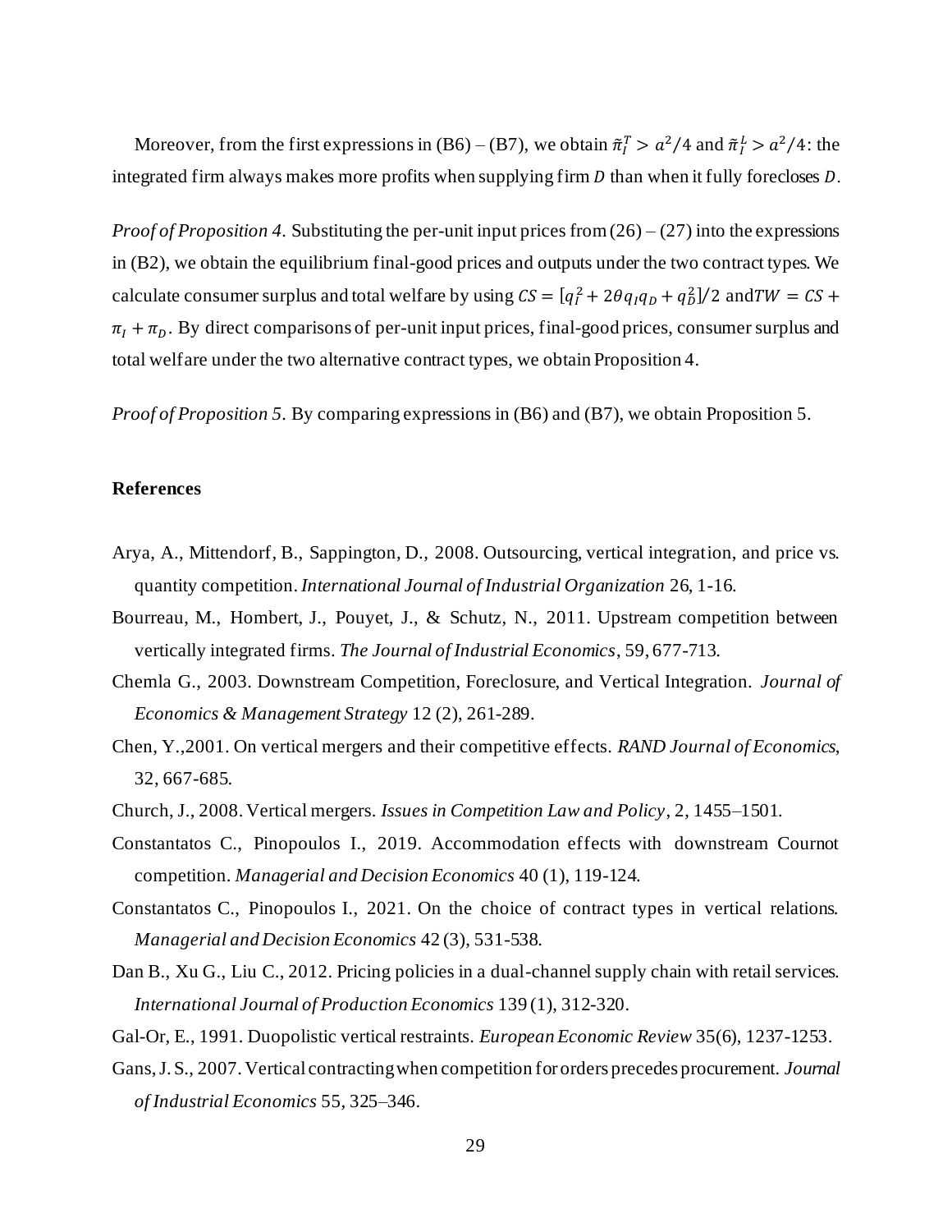Moreover, from the first expressions in (B6) – (B7), we obtain $\tilde{\pi}_I^T > a^2/4$ and $\tilde{\pi}_I^L > a^2/4$: the integrated firm always makes more profits when supplying firm $D$ than when it fully forecloses $D$.

*Proof of Proposition 4.* Substituting the per-unit input prices from (26) – (27) into the expressions in (B2), we obtain the equilibrium final-good prices and outputs under the two contract types. We calculate consumer surplus and total welfare by using $CS = [q_I^2 + 2\theta q_I q_D + q_D^2]/2$ and $TW = CS + \pi_I + \pi_D$. By direct comparisons of per-unit input prices, final-good prices, consumer surplus and total welfare under the two alternative contract types, we obtain Proposition 4.

*Proof of Proposition 5.* By comparing expressions in (B6) and (B7), we obtain Proposition 5.

**References**

Arya, A., Mittendorf, B., Sappington, D., 2008. Outsourcing, vertical integration, and price vs. quantity competition. *International Journal of Industrial Organization* 26, 1-16.

Bourreau, M., Hombert, J., Pouyet, J., & Schutz, N., 2011. Upstream competition between vertically integrated firms. *The Journal of Industrial Economics*, 59, 677-713.

Chemla G., 2003. Downstream Competition, Foreclosure, and Vertical Integration. *Journal of Economics & Management Strategy* 12 (2), 261-289.

Chen, Y.,2001. On vertical mergers and their competitive effects. *RAND Journal of Economics*, 32, 667-685.

Church, J., 2008. Vertical mergers. *Issues in Competition Law and Policy*, 2, 1455–1501.

Constantatos C., Pinopoulos I., 2019. Accommodation effects with downstream Cournot competition. *Managerial and Decision Economics* 40 (1), 119-124.

Constantatos C., Pinopoulos I., 2021. On the choice of contract types in vertical relations. *Managerial and Decision Economics* 42 (3), 531-538.

Dan B., Xu G., Liu C., 2012. Pricing policies in a dual-channel supply chain with retail services. *International Journal of Production Economics* 139 (1), 312-320.

Gal-Or, E., 1991. Duopolistic vertical restraints. *European Economic Review* 35(6), 1237-1253.

Gans, J. S., 2007. Vertical contracting when competition for orders precedes procurement. *Journal of Industrial Economics* 55, 325–346.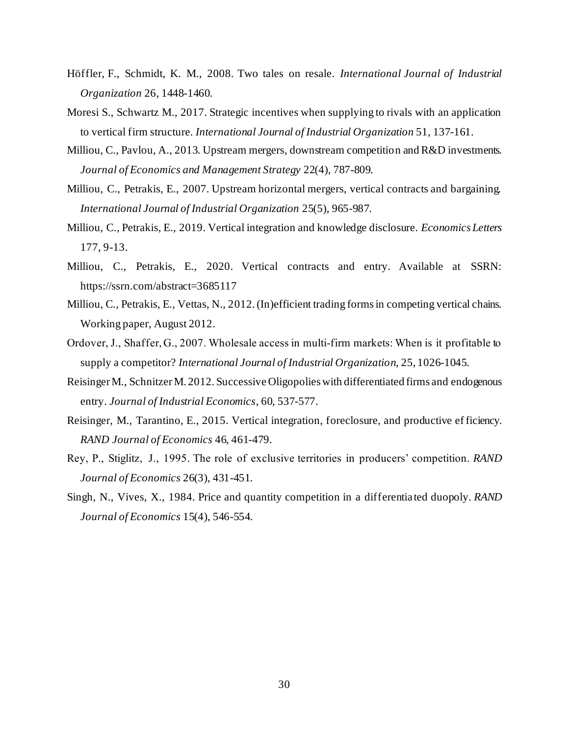Höffler, F., Schmidt, K. M., 2008. Two tales on resale. *International Journal of Industrial Organization* 26, 1448-1460.

Moresi S., Schwartz M., 2017. Strategic incentives when supplying to rivals with an application to vertical firm structure. *International Journal of Industrial Organization* 51, 137-161.

Milliou, C., Pavlou, A., 2013. Upstream mergers, downstream competition and R&D investments. *Journal of Economics and Management Strategy* 22(4), 787-809.

Milliou, C., Petrakis, E., 2007. Upstream horizontal mergers, vertical contracts and bargaining. *International Journal of Industrial Organization* 25(5), 965-987.

Milliou, C., Petrakis, E., 2019. Vertical integration and knowledge disclosure. *Economics Letters* 177, 9-13.

Milliou, C., Petrakis, E., 2020. Vertical contracts and entry. Available at SSRN: https://ssrn.com/abstract=3685117

Milliou, C., Petrakis, E., Vettas, N., 2012. (In)efficient trading forms in competing vertical chains. Working paper, August 2012.

Ordover, J., Shaffer, G., 2007. Wholesale access in multi-firm markets: When is it profitable to supply a competitor? *International Journal of Industrial Organization*, 25, 1026-1045.

Reisinger M., Schnitzer M. 2012. Successive Oligopolies with differentiated firms and endogenous entry. *Journal of Industrial Economics*, 60, 537-577.

Reisinger, M., Tarantino, E., 2015. Vertical integration, foreclosure, and productive efficiency. *RAND Journal of Economics* 46, 461-479.

Rey, P., Stiglitz, J., 1995. The role of exclusive territories in producers' competition. *RAND Journal of Economics* 26(3), 431-451.

Singh, N., Vives, X., 1984. Price and quantity competition in a differentiated duopoly. *RAND Journal of Economics* 15(4), 546-554.